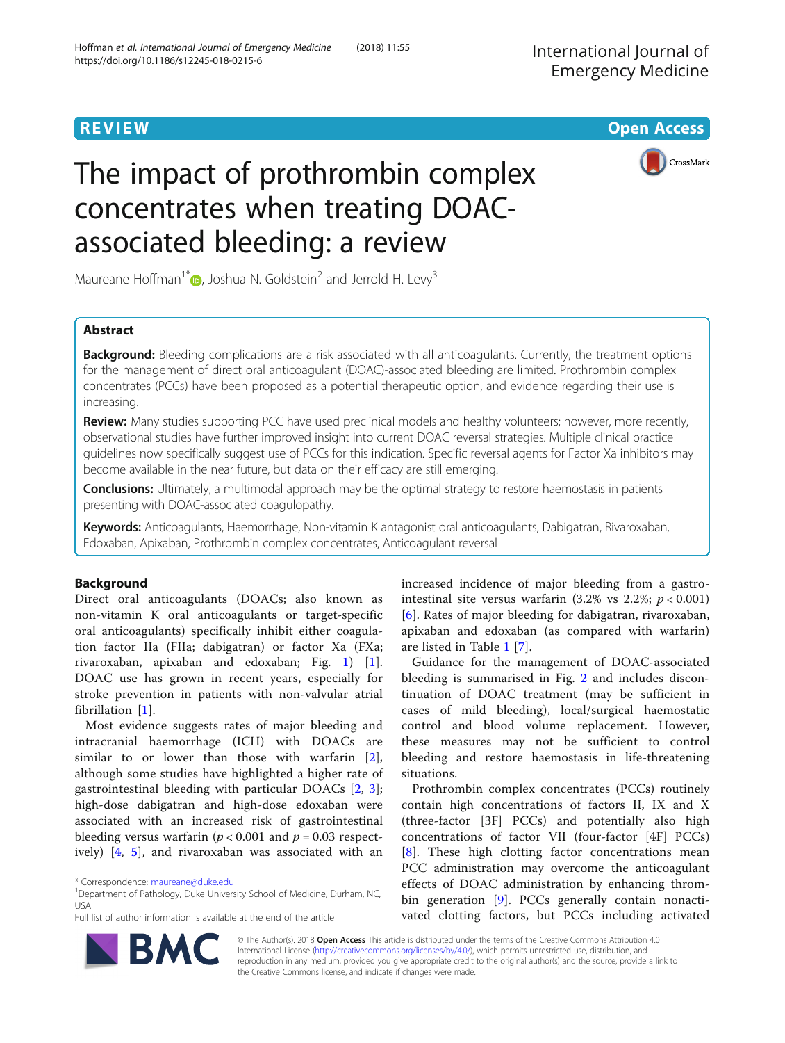REVIEW

Open Access

# The impact of prothrombin complex concentrates when treating DOAC-associated bleeding: a review

Maureane Hoffman[1*], Joshua N. Goldstein[2] and Jerrold H. Levy[3]

## Abstract

**Background:** Bleeding complications are a risk associated with all anticoagulants. Currently, the treatment options for the management of direct oral anticoagulant (DOAC)-associated bleeding are limited. Prothrombin complex concentrates (PCCs) have been proposed as a potential therapeutic option, and evidence regarding their use is increasing.

**Review:** Many studies supporting PCC have used preclinical models and healthy volunteers; however, more recently, observational studies have further improved insight into current DOAC reversal strategies. Multiple clinical practice guidelines now specifically suggest use of PCCs for this indication. Specific reversal agents for Factor Xa inhibitors may become available in the near future, but data on their efficacy are still emerging.

**Conclusions:** Ultimately, a multimodal approach may be the optimal strategy to restore haemostasis in patients presenting with DOAC-associated coagulopathy.

**Keywords:** Anticoagulants, Haemorrhage, Non-vitamin K antagonist oral anticoagulants, Dabigatran, Rivaroxaban, Edoxaban, Apixaban, Prothrombin complex concentrates, Anticoagulant reversal

## Background

Direct oral anticoagulants (DOACs; also known as non-vitamin K oral anticoagulants or target-specific oral anticoagulants) specifically inhibit either coagulation factor IIa (FIIa; dabigatran) or factor Xa (FXa; rivaroxaban, apixaban and edoxaban; Fig. 1) [1]. DOAC use has grown in recent years, especially for stroke prevention in patients with non-valvular atrial fibrillation [1].

Most evidence suggests rates of major bleeding and intracranial haemorrhage (ICH) with DOACs are similar to or lower than those with warfarin [2], although some studies have highlighted a higher rate of gastrointestinal bleeding with particular DOACs [2, 3]; high-dose dabigatran and high-dose edoxaban were associated with an increased risk of gastrointestinal bleeding versus warfarin ($p < 0.001$ and $p = 0.03$ respectively) [4, 5], and rivaroxaban was associated with an increased incidence of major bleeding from a gastrointestinal site versus warfarin (3.2% vs 2.2%; $p < 0.001$) [6]. Rates of major bleeding for dabigatran, rivaroxaban, apixaban and edoxaban (as compared with warfarin) are listed in Table 1 [7].

Guidance for the management of DOAC-associated bleeding is summarised in Fig. 2 and includes discontinuation of DOAC treatment (may be sufficient in cases of mild bleeding), local/surgical haemostatic control and blood volume replacement. However, these measures may not be sufficient to control bleeding and restore haemostasis in life-threatening situations.

Prothrombin complex concentrates (PCCs) routinely contain high concentrations of factors II, IX and X (three-factor [3F] PCCs) and potentially also high concentrations of factor VII (four-factor [4F] PCCs) [8]. These high clotting factor concentrations mean PCC administration may overcome the anticoagulant effects of DOAC administration by enhancing thrombin generation [9]. PCCs generally contain nonactivated clotting factors, but PCCs including activated

* Correspondence: maureane@duke.edu
[1]Department of Pathology, Duke University School of Medicine, Durham, NC, USA
Full list of author information is available at the end of the article

© The Author(s). 2018 **Open Access** This article is distributed under the terms of the Creative Commons Attribution 4.0 International License (http://creativecommons.org/licenses/by/4.0/), which permits unrestricted use, distribution, and reproduction in any medium, provided you give appropriate credit to the original author(s) and the source, provide a link to the Creative Commons license, and indicate if changes were made.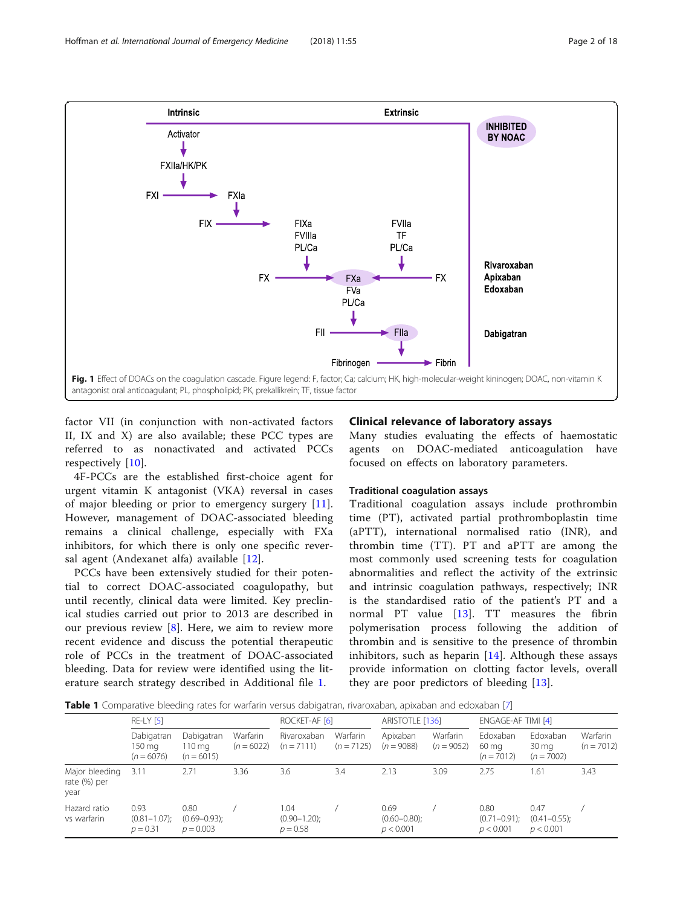Fig. 1 Effect of DOACs on the coagulation cascade. Figure legend: F, factor; Ca; calcium; HK, high-molecular-weight kininogen; DOAC, non-vitamin K antagonist oral anticoagulant; PL, phospholipid; PK, prekallikrein; TF, tissue factor

factor VII (in conjunction with non-activated factors II, IX and X) are also available; these PCC types are referred to as nonactivated and activated PCCs respectively [10].

4F-PCCs are the established first-choice agent for urgent vitamin K antagonist (VKA) reversal in cases of major bleeding or prior to emergency surgery [11]. However, management of DOAC-associated bleeding remains a clinical challenge, especially with FXa inhibitors, for which there is only one specific reversal agent (Andexanet alfa) available [12].

PCCs have been extensively studied for their potential to correct DOAC-associated coagulopathy, but until recently, clinical data were limited. Key preclinical studies carried out prior to 2013 are described in our previous review [8]. Here, we aim to review more recent evidence and discuss the potential therapeutic role of PCCs in the treatment of DOAC-associated bleeding. Data for review were identified using the literature search strategy described in Additional file 1.

## Clinical relevance of laboratory assays

Many studies evaluating the effects of haemostatic agents on DOAC-mediated anticoagulation have focused on effects on laboratory parameters.

### Traditional coagulation assays

Traditional coagulation assays include prothrombin time (PT), activated partial prothromboplastin time (aPTT), international normalised ratio (INR), and thrombin time (TT). PT and aPTT are among the most commonly used screening tests for coagulation abnormalities and reflect the activity of the extrinsic and intrinsic coagulation pathways, respectively; INR is the standardised ratio of the patient's PT and a normal PT value [13]. TT measures the fibrin polymerisation process following the addition of thrombin and is sensitive to the presence of thrombin inhibitors, such as heparin [14]. Although these assays provide information on clotting factor levels, overall they are poor predictors of bleeding [13].

**Table 1** Comparative bleeding rates for warfarin versus dabigatran, rivaroxaban, apixaban and edoxaban [7]

| | RE-LY [5] | | | ROCKET-AF [6] | | ARISTOTLE [136] | | ENGAGE-AF TIMI [4] | | |
|---|---|---|---|---|---|---|---|---|---|---|
| | Dabigatran 150 mg (n = 6076) | Dabigatran 110 mg (n = 6015) | Warfarin (n = 6022) | Rivaroxaban (n = 7111) | Warfarin (n = 7125) | Apixaban (n = 9088) | Warfarin (n = 9052) | Edoxaban 60 mg (n = 7012) | Edoxaban 30 mg (n = 7002) | Warfarin (n = 7012) |
| Major bleeding rate (%) per year | 3.11 | 2.71 | 3.36 | 3.6 | 3.4 | 2.13 | 3.09 | 2.75 | 1.61 | 3.43 |
| Hazard ratio vs warfarin | 0.93 (0.81–1.07); $p = 0.31$ | 0.80 (0.69–0.93); $p = 0.003$ | / | 1.04 (0.90–1.20); $p = 0.58$ | / | 0.69 (0.60–0.80); $p < 0.001$ | / | 0.80 (0.71–0.91); $p < 0.001$ | 0.47 (0.41–0.55); $p < 0.001$ | / |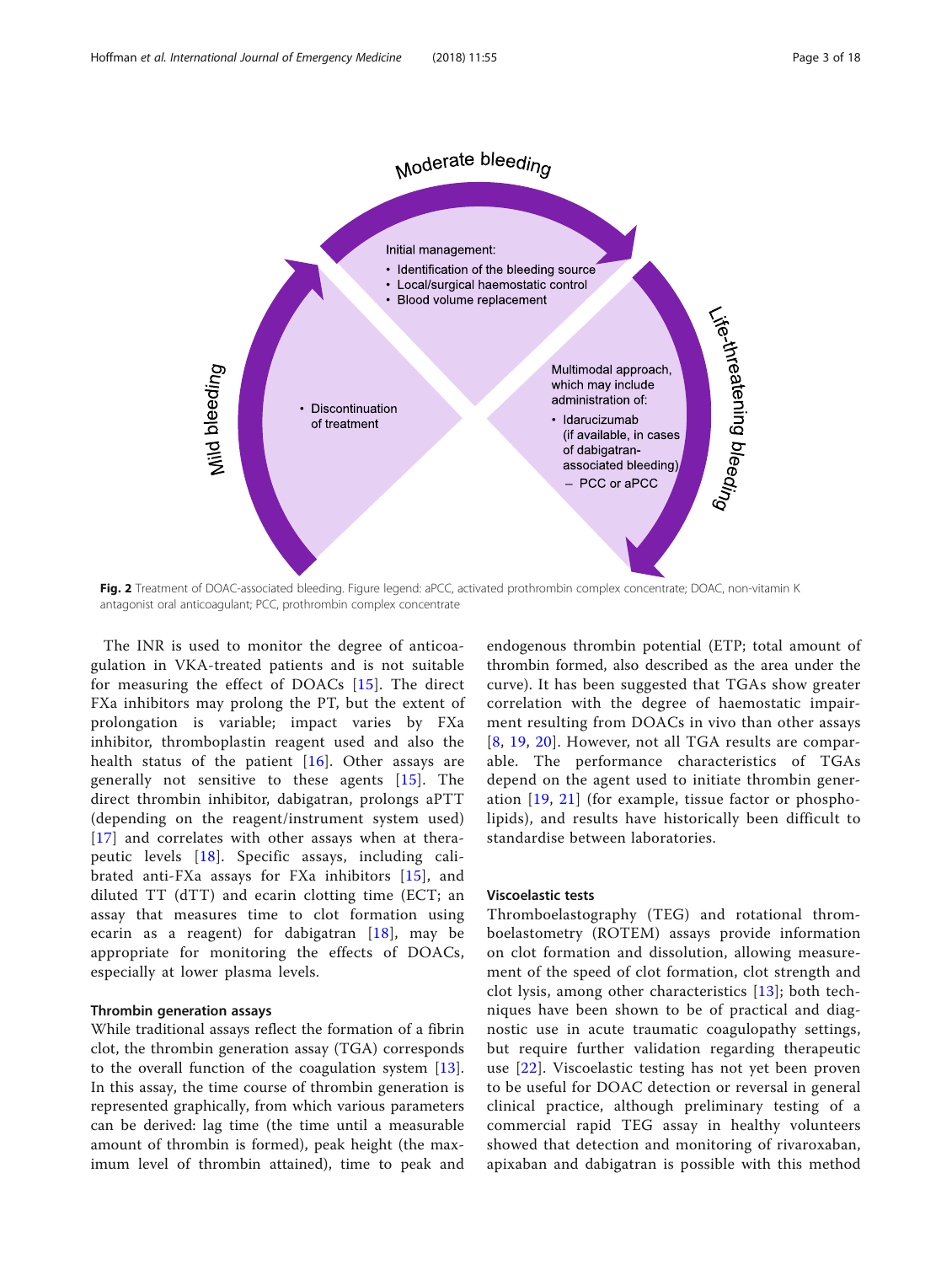Moderate bleeding

Initial management:

- Identification of the bleeding source
- Local/surgical haemostatic control
- Blood volume replacement

Mild bleeding

- Discontinuation of treatment

Life-threatening bleeding

Multimodal approach, which may include administration of:

- Idarucizumab (if available, in cases of dabigatran-associated bleeding)
  - PCC or aPCC

**Fig. 2** Treatment of DOAC-associated bleeding. Figure legend: aPCC, activated prothrombin complex concentrate; DOAC, non-vitamin K antagonist oral anticoagulant; PCC, prothrombin complex concentrate

The INR is used to monitor the degree of anticoagulation in VKA-treated patients and is not suitable for measuring the effect of DOACs [15]. The direct FXa inhibitors may prolong the PT, but the extent of prolongation is variable; impact varies by FXa inhibitor, thromboplastin reagent used and also the health status of the patient [16]. Other assays are generally not sensitive to these agents [15]. The direct thrombin inhibitor, dabigatran, prolongs aPTT (depending on the reagent/instrument system used) [17] and correlates with other assays when at therapeutic levels [18]. Specific assays, including calibrated anti-FXa assays for FXa inhibitors [15], and diluted TT (dTT) and ecarin clotting time (ECT; an assay that measures time to clot formation using ecarin as a reagent) for dabigatran [18], may be appropriate for monitoring the effects of DOACs, especially at lower plasma levels.

#### Thrombin generation assays

While traditional assays reflect the formation of a fibrin clot, the thrombin generation assay (TGA) corresponds to the overall function of the coagulation system [13]. In this assay, the time course of thrombin generation is represented graphically, from which various parameters can be derived: lag time (the time until a measurable amount of thrombin is formed), peak height (the maximum level of thrombin attained), time to peak and endogenous thrombin potential (ETP; total amount of thrombin formed, also described as the area under the curve). It has been suggested that TGAs show greater correlation with the degree of haemostatic impairment resulting from DOACs in vivo than other assays [8, 19, 20]. However, not all TGA results are comparable. The performance characteristics of TGAs depend on the agent used to initiate thrombin generation [19, 21] (for example, tissue factor or phospholipids), and results have historically been difficult to standardise between laboratories.

#### Viscoelastic tests

Thromboelastography (TEG) and rotational thromboelastometry (ROTEM) assays provide information on clot formation and dissolution, allowing measurement of the speed of clot formation, clot strength and clot lysis, among other characteristics [13]; both techniques have been shown to be of practical and diagnostic use in acute traumatic coagulopathy settings, but require further validation regarding therapeutic use [22]. Viscoelastic testing has not yet been proven to be useful for DOAC detection or reversal in general clinical practice, although preliminary testing of a commercial rapid TEG assay in healthy volunteers showed that detection and monitoring of rivaroxaban, apixaban and dabigatran is possible with this method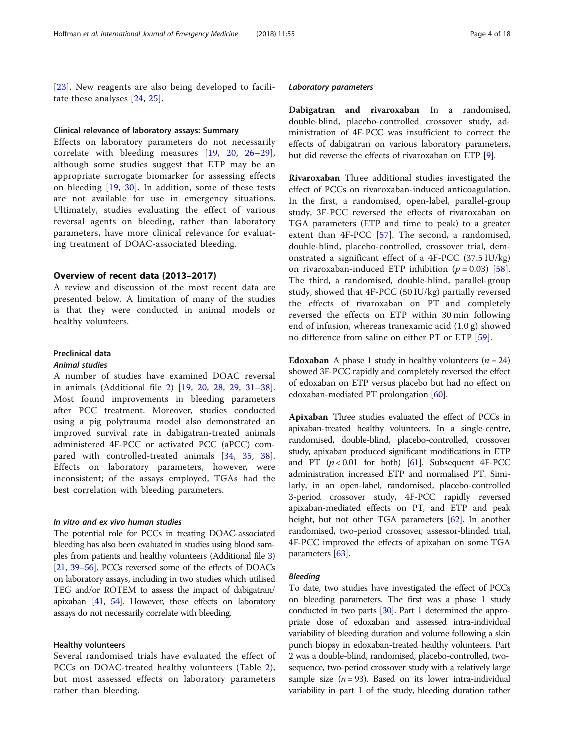[23]. New reagents are also being developed to facilitate these analyses [24, 25].

### Clinical relevance of laboratory assays: Summary

Effects on laboratory parameters do not necessarily correlate with bleeding measures [19, 20, 26–29], although some studies suggest that ETP may be an appropriate surrogate biomarker for assessing effects on bleeding [19, 30]. In addition, some of these tests are not available for use in emergency situations. Ultimately, studies evaluating the effect of various reversal agents on bleeding, rather than laboratory parameters, have more clinical relevance for evaluating treatment of DOAC-associated bleeding.

## Overview of recent data (2013–2017)

A review and discussion of the most recent data are presented below. A limitation of many of the studies is that they were conducted in animal models or healthy volunteers.

### Preclinical data

#### *Animal studies*

A number of studies have examined DOAC reversal in animals (Additional file 2) [19, 20, 28, 29, 31–38]. Most found improvements in bleeding parameters after PCC treatment. Moreover, studies conducted using a pig polytrauma model also demonstrated an improved survival rate in dabigatran-treated animals administered 4F-PCC or activated PCC (aPCC) compared with controlled-treated animals [34, 35, 38]. Effects on laboratory parameters, however, were inconsistent; of the assays employed, TGAs had the best correlation with bleeding parameters.

#### *In vitro and ex vivo human studies*

The potential role for PCCs in treating DOAC-associated bleeding has also been evaluated in studies using blood samples from patients and healthy volunteers (Additional file 3) [21, 39–56]. PCCs reversed some of the effects of DOACs on laboratory assays, including in two studies which utilised TEG and/or ROTEM to assess the impact of dabigatran/apixaban [41, 54]. However, these effects on laboratory assays do not necessarily correlate with bleeding.

### Healthy volunteers

Several randomised trials have evaluated the effect of PCCs on DOAC-treated healthy volunteers (Table 2), but most assessed effects on laboratory parameters rather than bleeding.

#### *Laboratory parameters*

**Dabigatran and rivaroxaban** In a randomised, double-blind, placebo-controlled crossover study, administration of 4F-PCC was insufficient to correct the effects of dabigatran on various laboratory parameters, but did reverse the effects of rivaroxaban on ETP [9].

**Rivaroxaban** Three additional studies investigated the effect of PCCs on rivaroxaban-induced anticoagulation. In the first, a randomised, open-label, parallel-group study, 3F-PCC reversed the effects of rivaroxaban on TGA parameters (ETP and time to peak) to a greater extent than 4F-PCC [57]. The second, a randomised, double-blind, placebo-controlled, crossover trial, demonstrated a significant effect of a 4F-PCC (37.5 IU/kg) on rivaroxaban-induced ETP inhibition ($p = 0.03$) [58]. The third, a randomised, double-blind, parallel-group study, showed that 4F-PCC (50 IU/kg) partially reversed the effects of rivaroxaban on PT and completely reversed the effects on ETP within 30 min following end of infusion, whereas tranexamic acid (1.0 g) showed no difference from saline on either PT or ETP [59].

**Edoxaban** A phase 1 study in healthy volunteers ($n = 24$) showed 3F-PCC rapidly and completely reversed the effect of edoxaban on ETP versus placebo but had no effect on edoxaban-mediated PT prolongation [60].

**Apixaban** Three studies evaluated the effect of PCCs in apixaban-treated healthy volunteers. In a single-centre, randomised, double-blind, placebo-controlled, crossover study, apixaban produced significant modifications in ETP and PT ($p < 0.01$ for both) [61]. Subsequent 4F-PCC administration increased ETP and normalised PT. Similarly, in an open-label, randomised, placebo-controlled 3-period crossover study, 4F-PCC rapidly reversed apixaban-mediated effects on PT, and ETP and peak height, but not other TGA parameters [62]. In another randomised, two-period crossover, assessor-blinded trial, 4F-PCC improved the effects of apixaban on some TGA parameters [63].

#### *Bleeding*

To date, two studies have investigated the effect of PCCs on bleeding parameters. The first was a phase 1 study conducted in two parts [30]. Part 1 determined the appropriate dose of edoxaban and assessed intra-individual variability of bleeding duration and volume following a skin punch biopsy in edoxaban-treated healthy volunteers. Part 2 was a double-blind, randomised, placebo-controlled, two-sequence, two-period crossover study with a relatively large sample size ($n = 93$). Based on its lower intra-individual variability in part 1 of the study, bleeding duration rather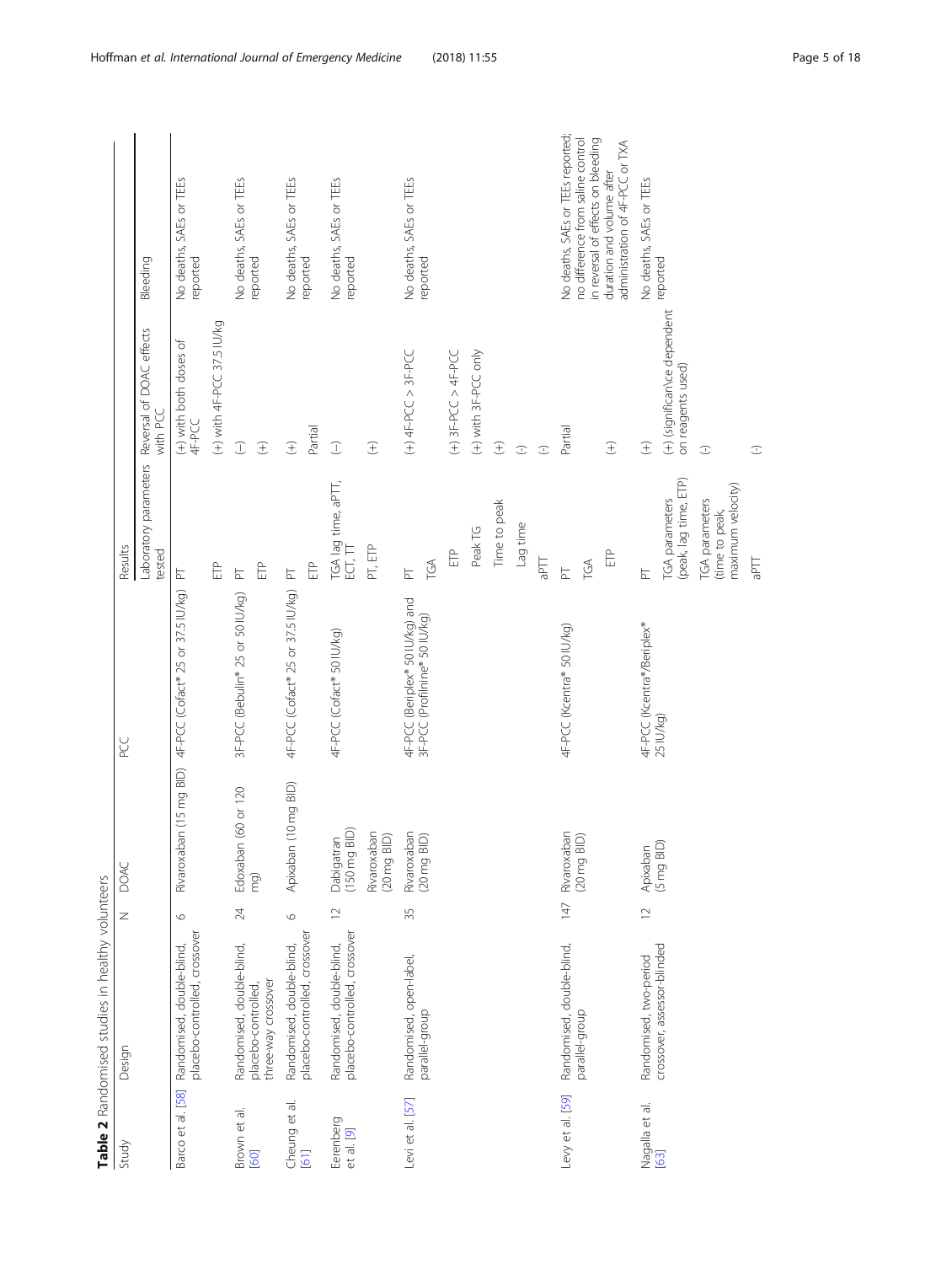**Table 2** Randomised studies in healthy volunteers

| Study | Design | N | DOAC | PCC | Results: Laboratory parameters tested | Results: Reversal of DOAC effects with PCC | Results: Bleeding |
|---|---|---|---|---|---|---|---|
| Barco et al. [58] | Randomised, double-blind, placebo-controlled, crossover | 6 | Rivaroxaban (15 mg BID) | 4F-PCC (Cofact® 25 or 37.5 IU/kg) | PT | (+) with both doses of 4F-PCC | No deaths, SAEs or TEEs reported |
| | | | | | ETP | (+) with 4F-PCC 37.5 IU/kg | |
| Brown et al. [60] | Randomised, double-blind, placebo-controlled, three-way crossover | 24 | Edoxaban (60 or 120 mg) | 3F-PCC (Bebulin® 25 or 50 IU/kg) | PT | (-) | No deaths, SAEs or TEEs reported |
| | | | | | ETP | (+) | |
| Cheung et al. [61] | Randomised, double-blind, placebo-controlled, crossover | 6 | Apixaban (10 mg BID) | 4F-PCC (Cofact® 25 or 37.5 IU/kg) | PT | (+) | No deaths, SAEs or TEEs reported |
| | | | | | ETP | Partial | |
| Eerenberg et al. [9] | Randomised, double-blind, placebo-controlled, crossover | 12 | Dabigatran (150 mg BID) | 4F-PCC (Cofact® 50 IU/kg) | TGA lag time, aPTT, ECT, TT | (-) | No deaths, SAEs or TEEs reported |
| | | | Rivaroxaban (20 mg BID) | | PT, ETP | (+) | |
| Levi et al. [57] | Randomised, open-label, parallel-group | 35 | Rivaroxaban (20 mg BID) | 4F-PCC (Beriplex® 50 IU/kg) and 3F-PCC (Profilnine® 50 IU/kg) | PT | (+) 4F-PCC > 3F-PCC | No deaths, SAEs or TEEs reported |
| | | | | | TGA | | |
| | | | | | ETP | (+) 3F-PCC > 4F-PCC | |
| | | | | | Peak TG | (+) with 3F-PCC only | |
| | | | | | Time to peak | (+) | |
| | | | | | Lag time | (-) | |
| | | | | | aPTT | (-) | |
| Levy et al. [59] | Randomised, double-blind, parallel-group | 147 | Rivaroxaban (20 mg BID) | 4F-PCC (Kcentra® 50 IU/kg) | PT | Partial | No deaths, SAEs or TEEs reported; no difference from saline control in reversal of effects on bleeding duration and volume after administration of 4F-PCC or TXA |
| | | | | | TGA | | |
| | | | | | ETP | (+) | |
| Nagalla et al. [63] | Randomised, two-period crossover, assessor-blinded | 12 | Apixaban (5 mg BID) | 4F-PCC (Kcentra®/Beriplex® 25 IU/kg) | PT | (+) | No deaths, SAEs or TEEs reported |
| | | | | | TGA parameters (peak, lag time, ETP) | (+) (significance dependent on reagents used) | |
| | | | | | TGA parameters (time to peak, maximum velocity) | (-) | |
| | | | | | aPTT | (-) | |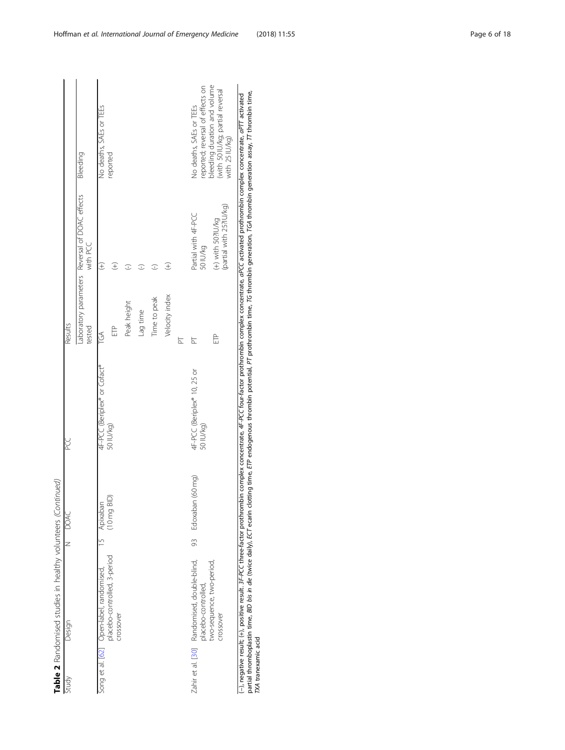**Table 2** Randomised studies in healthy volunteers *(Continued)*

| Study | Design | N | DOAC | PCC | Results | | | |
|---|---|---|---|---|---|---|---|---|
| | | | | | Laboratory parameters tested | Reversal of DOAC effects with PCC | Bleeding | |
| Song et al. [62] | Open-label, randomised, placebo-controlled, 3-period crossover | 15 | Apixaban (10 mg BID) | 4F-PCC (Beriplex® or Cofact® 50 IU/kg) | TGA | (+) | No deaths, SAEs or TEEs reported | |
| | | | | | ETP | (+) | | |
| | | | | | Peak height | (-) | | |
| | | | | | Lag time | (-) | | |
| | | | | | Time to peak | (-) | | |
| | | | | | Velocity index | (+) | | |
| | | | | | PT | | | |
| Zahir et al. [30] | Randomised, double-blind, placebo-controlled, two-sequence, two-period, crossover | 93 | Edoxaban (60 mg) | 4F-PCC (Beriplex® 10, 25 or 50 IU/kg) | PT | Partial with 4F-PCC 50 IU/kg | No deaths, SAEs or TEEs reported; reversal of effects on bleeding duration and volume (with 50 IU/kg; partial reversal with 25 IU/kg) | |
| | | | | | ETP | (+) with 50 IU/kg (partial with 25 IU/kg) | | |

(−), negative result; (+), positive result. *3F-PCC* three-factor prothrombin complex concentrate, *4F-PCC* four-factor prothrombin complex concentrate, *aPCC* activated prothrombin complex concentrate, *aPTT* activated partial thromboplastin time, *BID bis in die* (twice daily), *ECT* ecarin clotting time, *ETP* endogenous thrombin potential, *PT* prothrombin time, *TG* thrombin generation, *TGA* thrombin generation assay, *TT* thrombin time, *TXA* tranexamic acid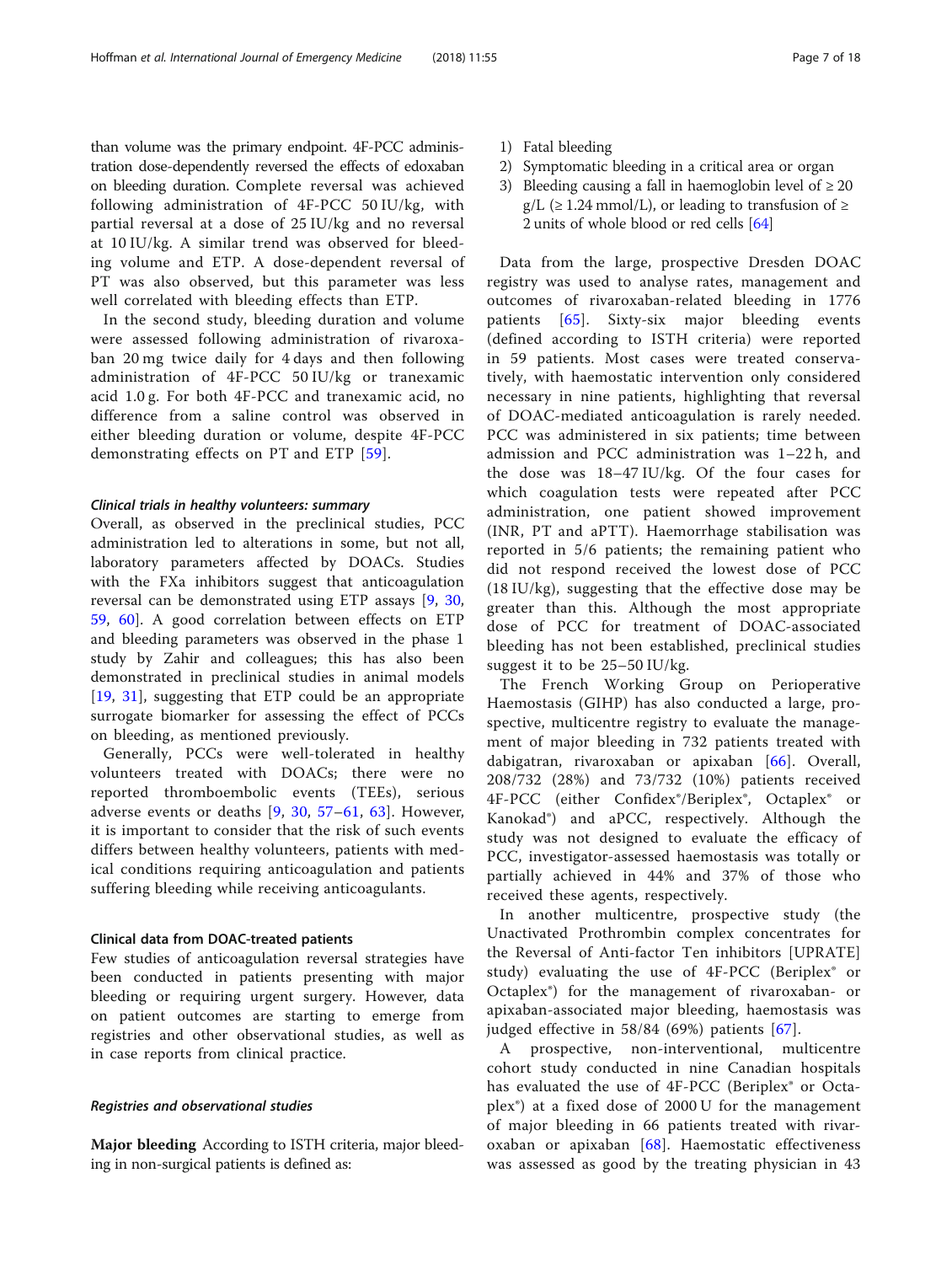than volume was the primary endpoint. 4F-PCC administration dose-dependently reversed the effects of edoxaban on bleeding duration. Complete reversal was achieved following administration of 4F-PCC 50 IU/kg, with partial reversal at a dose of 25 IU/kg and no reversal at 10 IU/kg. A similar trend was observed for bleeding volume and ETP. A dose-dependent reversal of PT was also observed, but this parameter was less well correlated with bleeding effects than ETP.

In the second study, bleeding duration and volume were assessed following administration of rivaroxaban 20 mg twice daily for 4 days and then following administration of 4F-PCC 50 IU/kg or tranexamic acid 1.0 g. For both 4F-PCC and tranexamic acid, no difference from a saline control was observed in either bleeding duration or volume, despite 4F-PCC demonstrating effects on PT and ETP [59].

#### Clinical trials in healthy volunteers: summary

Overall, as observed in the preclinical studies, PCC administration led to alterations in some, but not all, laboratory parameters affected by DOACs. Studies with the FXa inhibitors suggest that anticoagulation reversal can be demonstrated using ETP assays [9, 30, 59, 60]. A good correlation between effects on ETP and bleeding parameters was observed in the phase 1 study by Zahir and colleagues; this has also been demonstrated in preclinical studies in animal models [19, 31], suggesting that ETP could be an appropriate surrogate biomarker for assessing the effect of PCCs on bleeding, as mentioned previously.

Generally, PCCs were well-tolerated in healthy volunteers treated with DOACs; there were no reported thromboembolic events (TEEs), serious adverse events or deaths [9, 30, 57–61, 63]. However, it is important to consider that the risk of such events differs between healthy volunteers, patients with medical conditions requiring anticoagulation and patients suffering bleeding while receiving anticoagulants.

### Clinical data from DOAC-treated patients

Few studies of anticoagulation reversal strategies have been conducted in patients presenting with major bleeding or requiring urgent surgery. However, data on patient outcomes are starting to emerge from registries and other observational studies, as well as in case reports from clinical practice.

#### Registries and observational studies

**Major bleeding** According to ISTH criteria, major bleeding in non-surgical patients is defined as:

1) Fatal bleeding
2) Symptomatic bleeding in a critical area or organ
3) Bleeding causing a fall in haemoglobin level of ≥ 20 g/L (≥ 1.24 mmol/L), or leading to transfusion of ≥ 2 units of whole blood or red cells [64]

Data from the large, prospective Dresden DOAC registry was used to analyse rates, management and outcomes of rivaroxaban-related bleeding in 1776 patients [65]. Sixty-six major bleeding events (defined according to ISTH criteria) were reported in 59 patients. Most cases were treated conservatively, with haemostatic intervention only considered necessary in nine patients, highlighting that reversal of DOAC-mediated anticoagulation is rarely needed. PCC was administered in six patients; time between admission and PCC administration was 1–22 h, and the dose was 18–47 IU/kg. Of the four cases for which coagulation tests were repeated after PCC administration, one patient showed improvement (INR, PT and aPTT). Haemorrhage stabilisation was reported in 5/6 patients; the remaining patient who did not respond received the lowest dose of PCC (18 IU/kg), suggesting that the effective dose may be greater than this. Although the most appropriate dose of PCC for treatment of DOAC-associated bleeding has not been established, preclinical studies suggest it to be 25–50 IU/kg.

The French Working Group on Perioperative Haemostasis (GIHP) has also conducted a large, prospective, multicentre registry to evaluate the management of major bleeding in 732 patients treated with dabigatran, rivaroxaban or apixaban [66]. Overall, 208/732 (28%) and 73/732 (10%) patients received 4F-PCC (either Confidex®/Beriplex®, Octaplex® or Kanokad®) and aPCC, respectively. Although the study was not designed to evaluate the efficacy of PCC, investigator-assessed haemostasis was totally or partially achieved in 44% and 37% of those who received these agents, respectively.

In another multicentre, prospective study (the Unactivated Prothrombin complex concentrates for the Reversal of Anti-factor Ten inhibitors [UPRATE] study) evaluating the use of 4F-PCC (Beriplex® or Octaplex®) for the management of rivaroxaban- or apixaban-associated major bleeding, haemostasis was judged effective in 58/84 (69%) patients [67].

A prospective, non-interventional, multicentre cohort study conducted in nine Canadian hospitals has evaluated the use of 4F-PCC (Beriplex® or Octaplex®) at a fixed dose of 2000 U for the management of major bleeding in 66 patients treated with rivaroxaban or apixaban [68]. Haemostatic effectiveness was assessed as good by the treating physician in 43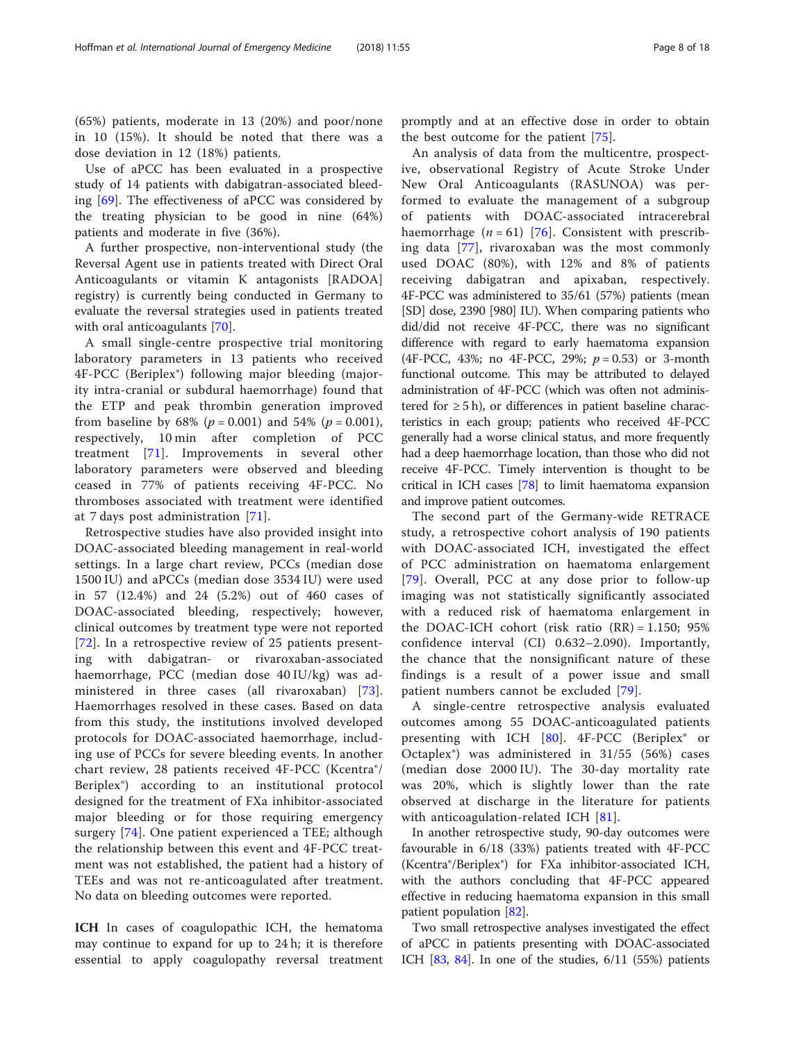(65%) patients, moderate in 13 (20%) and poor/none in 10 (15%). It should be noted that there was a dose deviation in 12 (18%) patients.

Use of aPCC has been evaluated in a prospective study of 14 patients with dabigatran-associated bleeding [69]. The effectiveness of aPCC was considered by the treating physician to be good in nine (64%) patients and moderate in five (36%).

A further prospective, non-interventional study (the Reversal Agent use in patients treated with Direct Oral Anticoagulants or vitamin K antagonists [RADOA] registry) is currently being conducted in Germany to evaluate the reversal strategies used in patients treated with oral anticoagulants [70].

A small single-centre prospective trial monitoring laboratory parameters in 13 patients who received 4F-PCC (Beriplex®) following major bleeding (majority intra-cranial or subdural haemorrhage) found that the ETP and peak thrombin generation improved from baseline by 68% ($p = 0.001$) and 54% ($p = 0.001$), respectively, 10 min after completion of PCC treatment [71]. Improvements in several other laboratory parameters were observed and bleeding ceased in 77% of patients receiving 4F-PCC. No thromboses associated with treatment were identified at 7 days post administration [71].

Retrospective studies have also provided insight into DOAC-associated bleeding management in real-world settings. In a large chart review, PCCs (median dose 1500 IU) and aPCCs (median dose 3534 IU) were used in 57 (12.4%) and 24 (5.2%) out of 460 cases of DOAC-associated bleeding, respectively; however, clinical outcomes by treatment type were not reported [72]. In a retrospective review of 25 patients presenting with dabigatran- or rivaroxaban-associated haemorrhage, PCC (median dose 40 IU/kg) was administered in three cases (all rivaroxaban) [73]. Haemorrhages resolved in these cases. Based on data from this study, the institutions involved developed protocols for DOAC-associated haemorrhage, including use of PCCs for severe bleeding events. In another chart review, 28 patients received 4F-PCC (Kcentra®/Beriplex®) according to an institutional protocol designed for the treatment of FXa inhibitor-associated major bleeding or for those requiring emergency surgery [74]. One patient experienced a TEE; although the relationship between this event and 4F-PCC treatment was not established, the patient had a history of TEEs and was not re-anticoagulated after treatment. No data on bleeding outcomes were reported.

**ICH** In cases of coagulopathic ICH, the hematoma may continue to expand for up to 24 h; it is therefore essential to apply coagulopathy reversal treatment promptly and at an effective dose in order to obtain the best outcome for the patient [75].

An analysis of data from the multicentre, prospective, observational Registry of Acute Stroke Under New Oral Anticoagulants (RASUNOA) was performed to evaluate the management of a subgroup of patients with DOAC-associated intracerebral haemorrhage ($n = 61$) [76]. Consistent with prescribing data [77], rivaroxaban was the most commonly used DOAC (80%), with 12% and 8% of patients receiving dabigatran and apixaban, respectively. 4F-PCC was administered to 35/61 (57%) patients (mean [SD] dose, 2390 [980] IU). When comparing patients who did/did not receive 4F-PCC, there was no significant difference with regard to early haematoma expansion (4F-PCC, 43%; no 4F-PCC, 29%; $p = 0.53$) or 3-month functional outcome. This may be attributed to delayed administration of 4F-PCC (which was often not administered for ≥ 5 h), or differences in patient baseline characteristics in each group; patients who received 4F-PCC generally had a worse clinical status, and more frequently had a deep haemorrhage location, than those who did not receive 4F-PCC. Timely intervention is thought to be critical in ICH cases [78] to limit haematoma expansion and improve patient outcomes.

The second part of the Germany-wide RETRACE study, a retrospective cohort analysis of 190 patients with DOAC-associated ICH, investigated the effect of PCC administration on haematoma enlargement [79]. Overall, PCC at any dose prior to follow-up imaging was not statistically significantly associated with a reduced risk of haematoma enlargement in the DOAC-ICH cohort (risk ratio (RR) = 1.150; 95% confidence interval (CI) 0.632–2.090). Importantly, the chance that the nonsignificant nature of these findings is a result of a power issue and small patient numbers cannot be excluded [79].

A single-centre retrospective analysis evaluated outcomes among 55 DOAC-anticoagulated patients presenting with ICH [80]. 4F-PCC (Beriplex® or Octaplex®) was administered in 31/55 (56%) cases (median dose 2000 IU). The 30-day mortality rate was 20%, which is slightly lower than the rate observed at discharge in the literature for patients with anticoagulation-related ICH [81].

In another retrospective study, 90-day outcomes were favourable in 6/18 (33%) patients treated with 4F-PCC (Kcentra®/Beriplex®) for FXa inhibitor-associated ICH, with the authors concluding that 4F-PCC appeared effective in reducing haematoma expansion in this small patient population [82].

Two small retrospective analyses investigated the effect of aPCC in patients presenting with DOAC-associated ICH [83, 84]. In one of the studies, 6/11 (55%) patients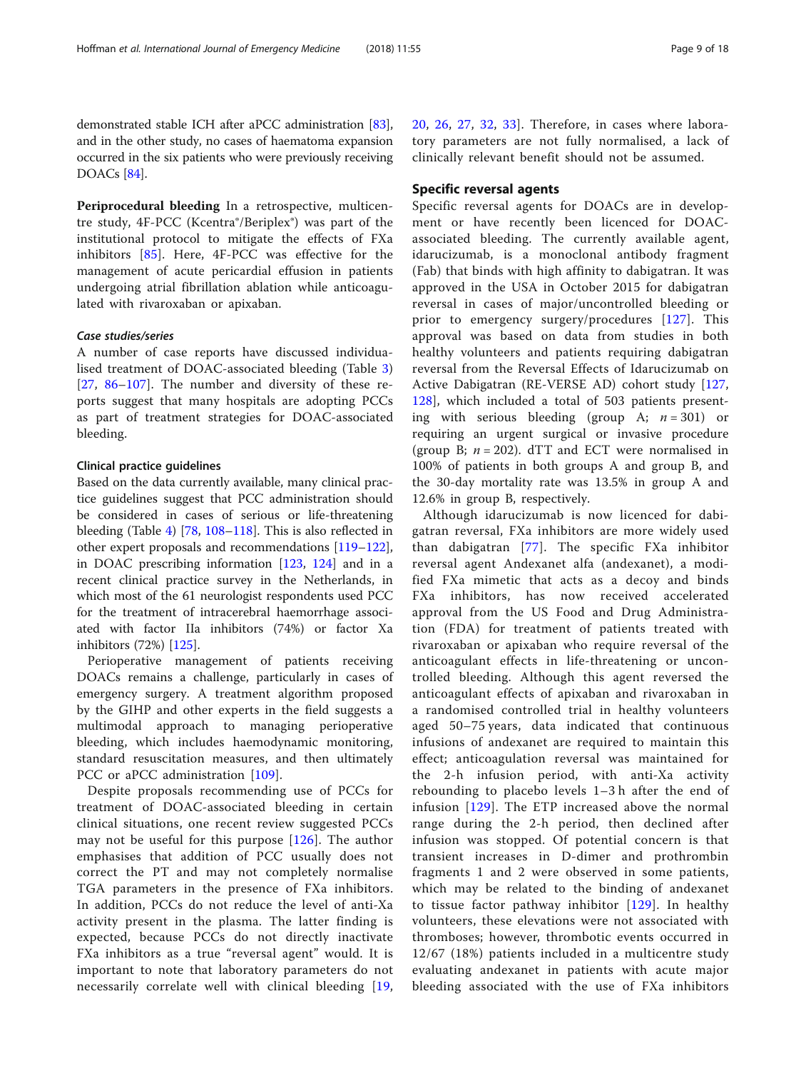demonstrated stable ICH after aPCC administration [83], and in the other study, no cases of haematoma expansion occurred in the six patients who were previously receiving DOACs [84].

**Periprocedural bleeding** In a retrospective, multicentre study, 4F-PCC (Kcentra®/Beriplex®) was part of the institutional protocol to mitigate the effects of FXa inhibitors [85]. Here, 4F-PCC was effective for the management of acute pericardial effusion in patients undergoing atrial fibrillation ablation while anticoagulated with rivaroxaban or apixaban.

#### *Case studies/series*

A number of case reports have discussed individualised treatment of DOAC-associated bleeding (Table 3) [27, 86–107]. The number and diversity of these reports suggest that many hospitals are adopting PCCs as part of treatment strategies for DOAC-associated bleeding.

#### Clinical practice guidelines

Based on the data currently available, many clinical practice guidelines suggest that PCC administration should be considered in cases of serious or life-threatening bleeding (Table 4) [78, 108–118]. This is also reflected in other expert proposals and recommendations [119–122], in DOAC prescribing information [123, 124] and in a recent clinical practice survey in the Netherlands, in which most of the 61 neurologist respondents used PCC for the treatment of intracerebral haemorrhage associated with factor IIa inhibitors (74%) or factor Xa inhibitors (72%) [125].

Perioperative management of patients receiving DOACs remains a challenge, particularly in cases of emergency surgery. A treatment algorithm proposed by the GIHP and other experts in the field suggests a multimodal approach to managing perioperative bleeding, which includes haemodynamic monitoring, standard resuscitation measures, and then ultimately PCC or aPCC administration [109].

Despite proposals recommending use of PCCs for treatment of DOAC-associated bleeding in certain clinical situations, one recent review suggested PCCs may not be useful for this purpose [126]. The author emphasises that addition of PCC usually does not correct the PT and may not completely normalise TGA parameters in the presence of FXa inhibitors. In addition, PCCs do not reduce the level of anti-Xa activity present in the plasma. The latter finding is expected, because PCCs do not directly inactivate FXa inhibitors as a true "reversal agent" would. It is important to note that laboratory parameters do not necessarily correlate well with clinical bleeding [19, 20, 26, 27, 32, 33]. Therefore, in cases where laboratory parameters are not fully normalised, a lack of clinically relevant benefit should not be assumed.

### Specific reversal agents

Specific reversal agents for DOACs are in development or have recently been licenced for DOAC-associated bleeding. The currently available agent, idarucizumab, is a monoclonal antibody fragment (Fab) that binds with high affinity to dabigatran. It was approved in the USA in October 2015 for dabigatran reversal in cases of major/uncontrolled bleeding or prior to emergency surgery/procedures [127]. This approval was based on data from studies in both healthy volunteers and patients requiring dabigatran reversal from the Reversal Effects of Idarucizumab on Active Dabigatran (RE-VERSE AD) cohort study [127, 128], which included a total of 503 patients presenting with serious bleeding (group A; $n = 301$) or requiring an urgent surgical or invasive procedure (group B; $n = 202$). dTT and ECT were normalised in 100% of patients in both groups A and group B, and the 30-day mortality rate was 13.5% in group A and 12.6% in group B, respectively.

Although idarucizumab is now licenced for dabigatran reversal, FXa inhibitors are more widely used than dabigatran [77]. The specific FXa inhibitor reversal agent Andexanet alfa (andexanet), a modified FXa mimetic that acts as a decoy and binds FXa inhibitors, has now received accelerated approval from the US Food and Drug Administration (FDA) for treatment of patients treated with rivaroxaban or apixaban who require reversal of the anticoagulant effects in life-threatening or uncontrolled bleeding. Although this agent reversed the anticoagulant effects of apixaban and rivaroxaban in a randomised controlled trial in healthy volunteers aged 50–75 years, data indicated that continuous infusions of andexanet are required to maintain this effect; anticoagulation reversal was maintained for the 2-h infusion period, with anti-Xa activity rebounding to placebo levels 1–3 h after the end of infusion [129]. The ETP increased above the normal range during the 2-h period, then declined after infusion was stopped. Of potential concern is that transient increases in D-dimer and prothrombin fragments 1 and 2 were observed in some patients, which may be related to the binding of andexanet to tissue factor pathway inhibitor [129]. In healthy volunteers, these elevations were not associated with thromboses; however, thrombotic events occurred in 12/67 (18%) patients included in a multicentre study evaluating andexanet in patients with acute major bleeding associated with the use of FXa inhibitors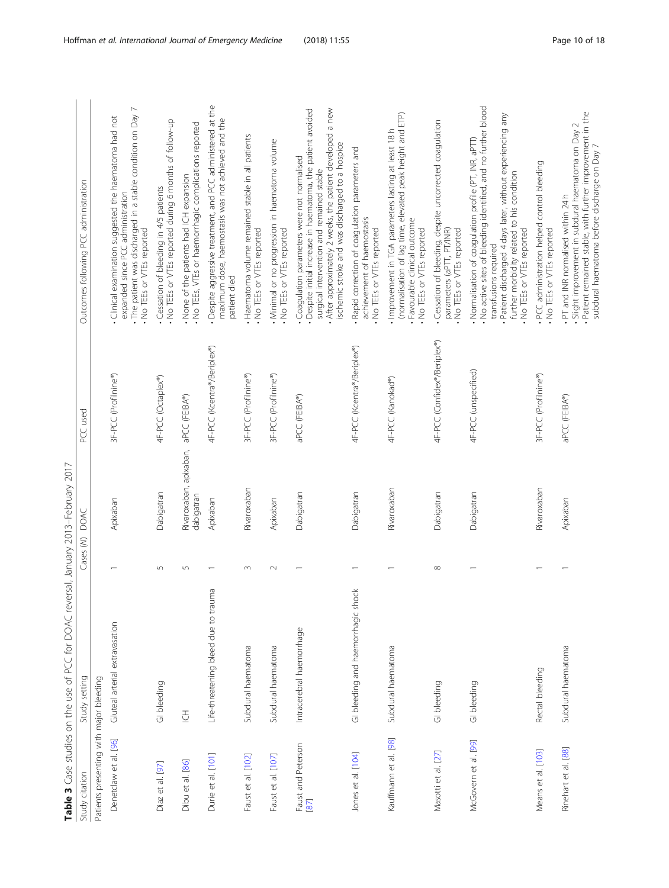**Table 3** Case studies on the use of PCC for DOAC reversal, January 2013–February 2017

| Study citation | Study setting | Cases (N) | DOAC | PCC used | Outcomes following PCC administration |
|---|---|---|---|---|---|
| Patients presenting with major bleeding | | | | | |
| Denetclaw et al. [96] | Gluteal arterial extravasation | 1 | Apixaban | 3F-PCC (Profilnine®) | • Clinical examination suggested the haematoma had not expanded since PCC administration<br>• The patient was discharged in a stable condition on Day 7<br>• No TEEs or VTEs reported |
| Diaz et al. [97] | GI bleeding | 5 | Dabigatran | 4F-PCC (Octaplex®) | • Cessation of bleeding in 4/5 patients<br>• No TEEs or VTEs reported during 6 months of follow-up |
| Dibu et al. [86] | ICH | 5 | Rivaroxaban, apixaban, dabigatran | aPCC (FEIBA®) | • None of the patients had ICH expansion<br>• No TEEs, VTEs or haemorrhagic complications reported |
| Durie et al. [101] | Life-threatening bleed due to trauma | 1 | Apixaban | 4F-PCC (Kcentra®/Beriplex®) | • Despite aggressive treatment, and PCC administered at the maximum dose, haemostasis was not achieved and the patient died |
| Faust et al. [102] | Subdural haematoma | 3 | Rivaroxaban | 3F-PCC (Profilnine®) | • Haematoma volume remained stable in all patients<br>• No TEEs or VTEs reported |
| Faust et al. [107] | Subdural haematoma | 2 | Apixaban | 3F-PCC (Profilnine®) | • Minimal or no progression in haematoma volume<br>• No TEEs or VTEs reported |
| Faust and Peterson [87] | Intracerebral haemorrhage | 1 | Dabigatran | aPCC (FEIBA®) | • Coagulation parameters were not normalised<br>• Despite initial increase in haematoma, the patient avoided surgical intervention and remained stable<br>• After approximately 2 weeks, the patient developed a new ischemic stroke and was discharged to a hospice |
| Jones et al. [104] | GI bleeding and haemorrhagic shock | 1 | Dabigatran | 4F-PCC (Kcentra®/Beriplex®) | • Rapid correction of coagulation parameters and achievement of haemostasis<br>• No TEEs or VTEs reported |
| Kauffmann et al. [98] | Subdural haematoma | 1 | Rivaroxaban | 4F-PCC (Kanokad®) | • Improvement in TGA parameters lasting at least 18 h (normalisation of lag time, elevated peak height and ETP)<br>• Favourable clinical outcome<br>• No TEEs or VTEs reported |
| Masotti et al. [27] | GI bleeding | 8 | Dabigatran | 4F-PCC (Confidex®/Beriplex®) | • Cessation of bleeding, despite uncorrected coagulation parameters (aPTT, PT/INR)<br>• No TEEs or VTEs reported |
| McGovern et al. [99] | GI bleeding | 1 | Dabigatran | 4F-PCC (unspecified) | • Normalisation of coagulation profile (PT, INR, aPTT)<br>• No active sites of bleeding identified, and no further blood transfusions required<br>• Patient discharged 4 days later, without experiencing any further morbidity related to his condition<br>• No TEEs or VTEs reported |
| Means et al. [103] | Rectal bleeding | 1 | Rivaroxaban | 3F-PCC (Profilnine®) | • PCC administration helped control bleeding<br>• No TEEs or VTEs reported |
| Rinehart et al. [88] | Subdural haematoma | 1 | Apixaban | aPCC (FEIBA®) | • PT and INR normalised within 24 h<br>• Slight improvement in subdural haematoma on Day 2<br>• Patient remained stable, with further improvement in the subdural haematoma before discharge on Day 7 |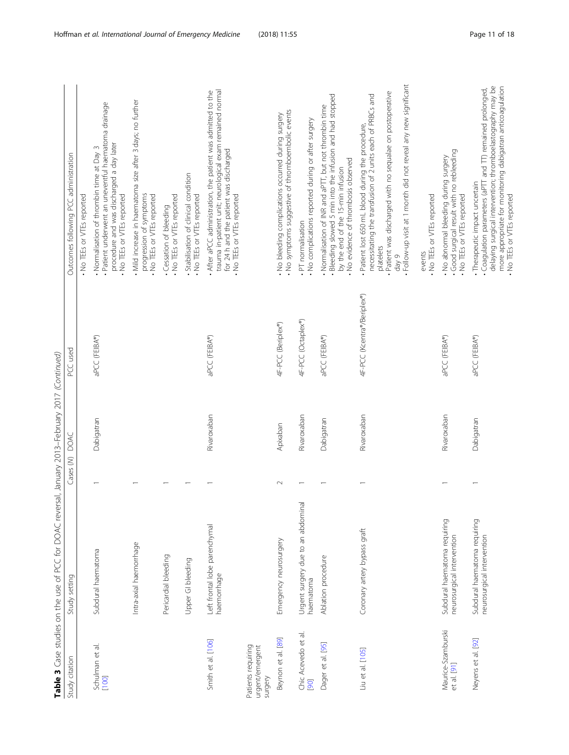**Table 3** Case studies on the use of PCC for DOAC reversal, January 2013–February 2017 *(Continued)*

| Study citation | Study setting | Cases (N) | DOAC | PCC used | Outcomes following PCC administration |
|---|---|---|---|---|---|
| | | | | | • No TEEs or VTEs reported |
| Schulman et al. [100] | Subdural haematoma | 1 | Dabigatran | aPCC (FEIBA®) | • Normalisation of thrombin time at Day 3<br>• Patient underwent an uneventful haematoma drainage procedure and was discharged a day later<br>• No TEEs or VTEs reported |
| | Intra-axial haemorrhage | 1 | | | • Mild increase in haematoma size after 3 days; no further progression of symptoms<br>• No TEEs or VTEs reported |
| | Pericardial bleeding | 1 | | | • Cessation of bleeding<br>• No TEEs or VTEs reported |
| | Upper GI bleeding | 1 | | | • Stabilisation of clinical condition<br>• No TEEs or VTEs reported |
| Smith et al. [106] | Left frontal lobe parenchymal haemorrhage | 1 | Rivaroxaban | aPCC (FEIBA®) | • After aPCC administration, the patient was admitted to the trauma in-patient unit; neurological exam remained normal for 24 h and the patient was discharged<br>• No TEEs or VTEs reported |
| Patients requiring urgent/emergent surgery | | | | | |
| Beynon et al. [89] | Emergency neurosurgery | 2 | Apixaban | 4F-PCC (Beriplex®) | • No bleeding complications occurred during surgery<br>• No symptoms suggestive of thromboembolic events |
| Chic Acevedo et al. [90] | Urgent surgery due to an abdominal haematoma | 1 | Rivaroxaban | 4F-PCC (Octaplex®) | • PT normalisation<br>• No complications reported during or after surgery |
| Dager et al. [95] | Ablation procedure | 1 | Dabigatran | aPCC (FEIBA®) | • Normalisation of INR and aPTT, but not thrombin time<br>• Bleeding slowed 5 min into the infusion and had stopped by the end of the 15-min infusion<br>• No evidence of thrombosis observed |
| Liu et al. [105] | Coronary artery bypass graft | 1 | Rivaroxaban | 4F-PCC (Kcentra®/Beriplex®) | • Patient lost 650 mL blood during the procedure, necessitating the transfusion of 2 units each of PRBCs and platelets<br>• Patient was discharged with no sequalae on postoperative day 9<br>• Follow-up visit at 1 month did not reveal any new significant events<br>• No TEEs or VTEs reported |
| Maurice-Szamburski et al. [91] | Subdural haematoma requiring neurosurgical intervention | 1 | Rivaroxaban | aPCC (FEIBA®) | • No abnormal bleeding during surgery<br>• Good surgical result with no rebleeding<br>• No TEEs or VTEs reported |
| Neyens et al. [92] | Subdural haematoma requiring neurosurgical intervention | 1 | Dabigatran | aPCC (FEIBA®) | • Therapeutic impact uncertain<br>• Coagulation parameters (aPTT and TT) remained prolonged, delaying surgical intervention; thromboelastography may be more appropriate for monitoring dabigatran anticoagulation<br>• No TEEs or VTEs reported |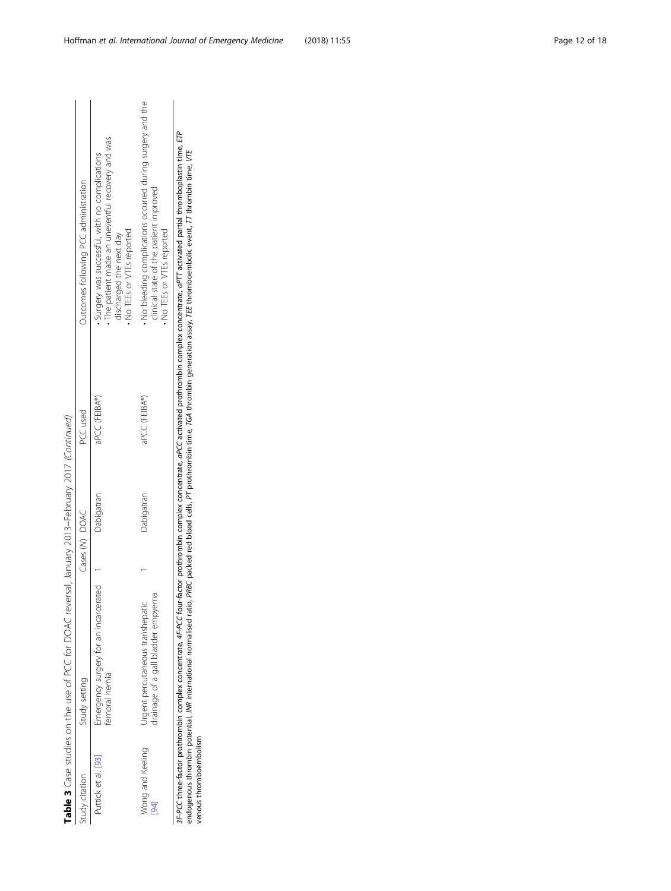**Table 3** Case studies on the use of PCC for DOAC reversal, January 2013–February 2017 *(Continued)*

| Study citation | Study setting | Cases (N) | DOAC | PCC used | Outcomes following PCC administration |
|---|---|---|---|---|---|
| Puttick et al. [93] | Emergency surgery for an incarcerated femoral hernia | 1 | Dabigatran | aPCC (FEIBA®) | • Surgery was successful, with no complications<br>• The patient made an uneventful recovery and was discharged the next day<br>• No TEEs or VTEs reported |
| Wong and Keeling [94] | Urgent percutaneous transhepatic drainage of a gall bladder empyema | 1 | Dabigatran | aPCC (FEIBA®) | • No bleeding complications occurred during surgery and the clinical state of the patient improved<br>• No TEEs or VTEs reported |

*3F-PCC* three-factor prothrombin complex concentrate, *4F-PCC* four-factor prothrombin complex concentrate, *aPCC* activated prothrombin complex concentrate, *aPTT* activated partial thromboplastin time, *ETP* endogenous thrombin potential, *INR* international normalised ratio, *PRBC* packed red blood cells, *PT* prothrombin time, *TGA* thrombin generation assay, *TEE* thromboembolic event, *TT* thrombin time, *VTE* venous thromboembolism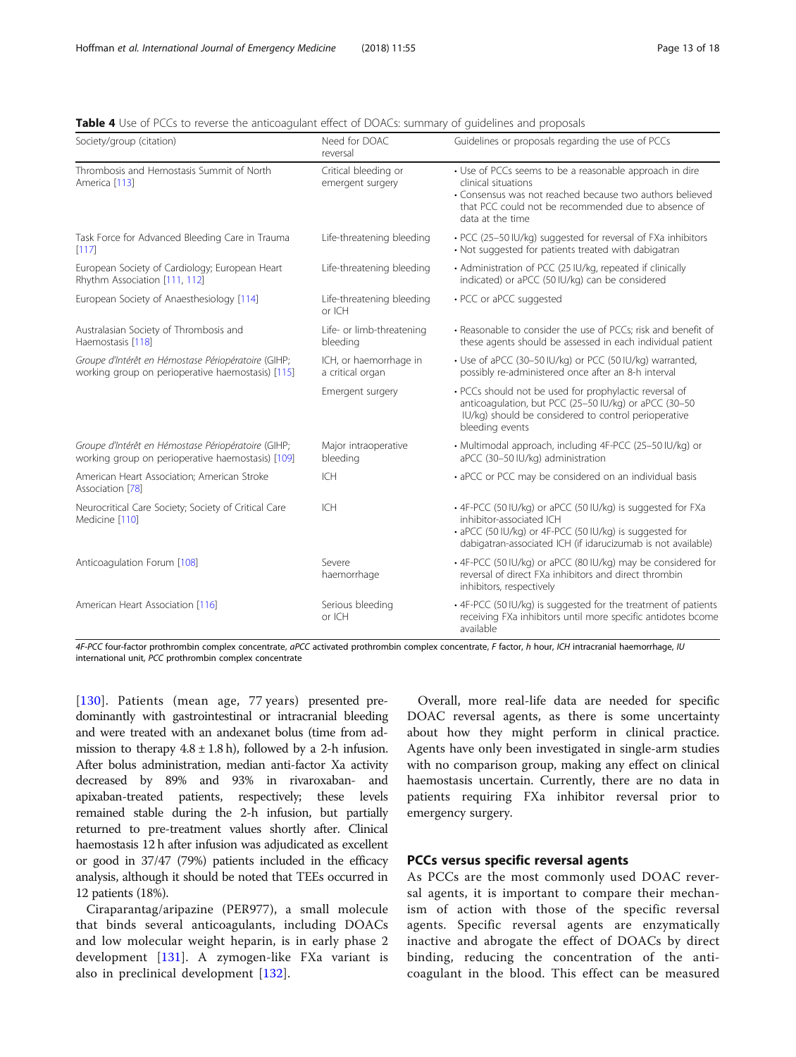**Table 4** Use of PCCs to reverse the anticoagulant effect of DOACs: summary of guidelines and proposals

| Society/group (citation) | Need for DOAC reversal | Guidelines or proposals regarding the use of PCCs |
|---|---|---|
| Thrombosis and Hemostasis Summit of North America [113] | Critical bleeding or emergent surgery | • Use of PCCs seems to be a reasonable approach in dire clinical situations<br>• Consensus was not reached because two authors believed that PCC could not be recommended due to absence of data at the time |
| Task Force for Advanced Bleeding Care in Trauma [117] | Life-threatening bleeding | • PCC (25–50 IU/kg) suggested for reversal of FXa inhibitors<br>• Not suggested for patients treated with dabigatran |
| European Society of Cardiology; European Heart Rhythm Association [111, 112] | Life-threatening bleeding | • Administration of PCC (25 IU/kg, repeated if clinically indicated) or aPCC (50 IU/kg) can be considered |
| European Society of Anaesthesiology [114] | Life-threatening bleeding or ICH | • PCC or aPCC suggested |
| Australasian Society of Thrombosis and Haemostasis [118] | Life- or limb-threatening bleeding | • Reasonable to consider the use of PCCs; risk and benefit of these agents should be assessed in each individual patient |
| *Groupe d'Intérêt en Hémostase Périopératoire* (GIHP; working group on perioperative haemostasis) [115] | ICH, or haemorrhage in a critical organ | • Use of aPCC (30–50 IU/kg) or PCC (50 IU/kg) warranted, possibly re-administered once after an 8-h interval |
| | Emergent surgery | • PCCs should not be used for prophylactic reversal of anticoagulation, but PCC (25–50 IU/kg) or aPCC (30–50 IU/kg) should be considered to control perioperative bleeding events |
| *Groupe d'Intérêt en Hémostase Périopératoire* (GIHP; working group on perioperative haemostasis) [109] | Major intraoperative bleeding | • Multimodal approach, including 4F-PCC (25–50 IU/kg) or aPCC (30–50 IU/kg) administration |
| American Heart Association; American Stroke Association [78] | ICH | • aPCC or PCC may be considered on an individual basis |
| Neurocritical Care Society; Society of Critical Care Medicine [110] | ICH | • 4F-PCC (50 IU/kg) or aPCC (50 IU/kg) is suggested for FXa inhibitor-associated ICH<br>• aPCC (50 IU/kg) or 4F-PCC (50 IU/kg) is suggested for dabigatran-associated ICH (if idarucizumab is not available) |
| Anticoagulation Forum [108] | Severe haemorrhage | • 4F-PCC (50 IU/kg) or aPCC (80 IU/kg) may be considered for reversal of direct FXa inhibitors and direct thrombin inhibitors, respectively |
| American Heart Association [116] | Serious bleeding or ICH | • 4F-PCC (50 IU/kg) is suggested for the treatment of patients receiving FXa inhibitors until more specific antidotes bcome available |

*4F-PCC* four-factor prothrombin complex concentrate, *aPCC* activated prothrombin complex concentrate, *F* factor, *h* hour, *ICH* intracranial haemorrhage, *IU* international unit, *PCC* prothrombin complex concentrate

[130]. Patients (mean age, 77 years) presented predominantly with gastrointestinal or intracranial bleeding and were treated with an andexanet bolus (time from admission to therapy $4.8 \pm 1.8$ h), followed by a 2-h infusion. After bolus administration, median anti-factor Xa activity decreased by 89% and 93% in rivaroxaban- and apixaban-treated patients, respectively; these levels remained stable during the 2-h infusion, but partially returned to pre-treatment values shortly after. Clinical haemostasis 12 h after infusion was adjudicated as excellent or good in 37/47 (79%) patients included in the efficacy analysis, although it should be noted that TEEs occurred in 12 patients (18%).

Ciraparantag/aripazine (PER977), a small molecule that binds several anticoagulants, including DOACs and low molecular weight heparin, is in early phase 2 development [131]. A zymogen-like FXa variant is also in preclinical development [132].

Overall, more real-life data are needed for specific DOAC reversal agents, as there is some uncertainty about how they might perform in clinical practice. Agents have only been investigated in single-arm studies with no comparison group, making any effect on clinical haemostasis uncertain. Currently, there are no data in patients requiring FXa inhibitor reversal prior to emergency surgery.

## PCCs versus specific reversal agents

As PCCs are the most commonly used DOAC reversal agents, it is important to compare their mechanism of action with those of the specific reversal agents. Specific reversal agents are enzymatically inactive and abrogate the effect of DOACs by direct binding, reducing the concentration of the anticoagulant in the blood. This effect can be measured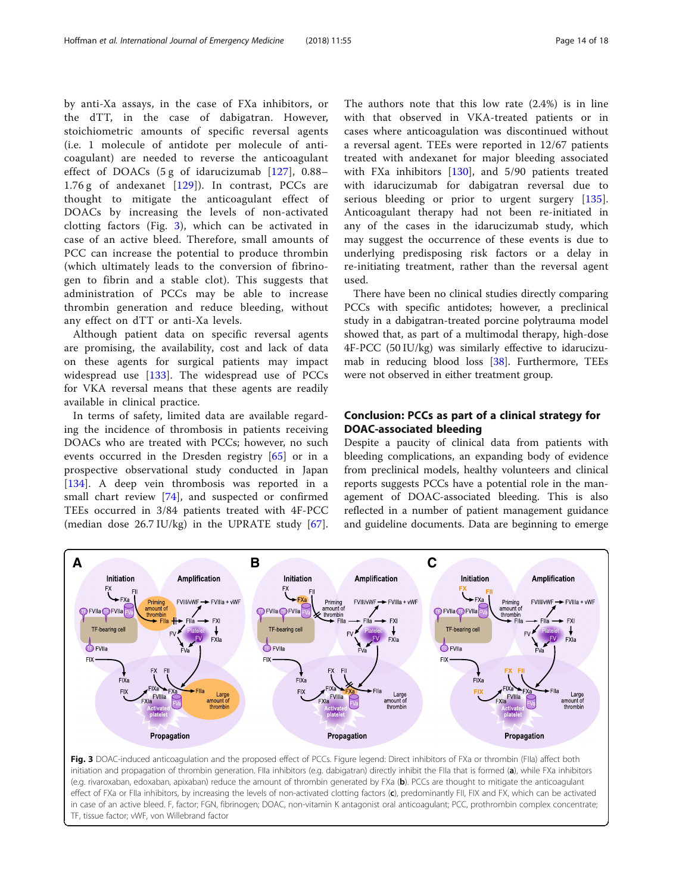by anti-Xa assays, in the case of FXa inhibitors, or the dTT, in the case of dabigatran. However, stoichiometric amounts of specific reversal agents (i.e. 1 molecule of antidote per molecule of anticoagulant) are needed to reverse the anticoagulant effect of DOACs (5 g of idarucizumab [127], 0.88–1.76 g of andexanet [129]). In contrast, PCCs are thought to mitigate the anticoagulant effect of DOACs by increasing the levels of non-activated clotting factors (Fig. 3), which can be activated in case of an active bleed. Therefore, small amounts of PCC can increase the potential to produce thrombin (which ultimately leads to the conversion of fibrinogen to fibrin and a stable clot). This suggests that administration of PCCs may be able to increase thrombin generation and reduce bleeding, without any effect on dTT or anti-Xa levels.

Although patient data on specific reversal agents are promising, the availability, cost and lack of data on these agents for surgical patients may impact widespread use [133]. The widespread use of PCCs for VKA reversal means that these agents are readily available in clinical practice.

In terms of safety, limited data are available regarding the incidence of thrombosis in patients receiving DOACs who are treated with PCCs; however, no such events occurred in the Dresden registry [65] or in a prospective observational study conducted in Japan [134]. A deep vein thrombosis was reported in a small chart review [74], and suspected or confirmed TEEs occurred in 3/84 patients treated with 4F-PCC (median dose 26.7 IU/kg) in the UPRATE study [67]. The authors note that this low rate (2.4%) is in line with that observed in VKA-treated patients or in cases where anticoagulation was discontinued without a reversal agent. TEEs were reported in 12/67 patients treated with andexanet for major bleeding associated with FXa inhibitors [130], and 5/90 patients treated with idarucizumab for dabigatran reversal due to serious bleeding or prior to urgent surgery [135]. Anticoagulant therapy had not been re-initiated in any of the cases in the idarucizumab study, which may suggest the occurrence of these events is due to underlying predisposing risk factors or a delay in re-initiating treatment, rather than the reversal agent used.

There have been no clinical studies directly comparing PCCs with specific antidotes; however, a preclinical study in a dabigatran-treated porcine polytrauma model showed that, as part of a multimodal therapy, high-dose 4F-PCC (50 IU/kg) was similarly effective to idarucizumab in reducing blood loss [38]. Furthermore, TEEs were not observed in either treatment group.

## Conclusion: PCCs as part of a clinical strategy for DOAC-associated bleeding

Despite a paucity of clinical data from patients with bleeding complications, an expanding body of evidence from preclinical models, healthy volunteers and clinical reports suggests PCCs have a potential role in the management of DOAC-associated bleeding. This is also reflected in a number of patient management guidance and guideline documents. Data are beginning to emerge

**Fig. 3** DOAC-induced anticoagulation and the proposed effect of PCCs. Figure legend: Direct inhibitors of FXa or thrombin (FIIa) affect both initiation and propagation of thrombin generation. FIIa inhibitors (e.g. dabigatran) directly inhibit the FIIa that is formed (**a**), while FXa inhibitors (e.g. rivaroxaban, edoxaban, apixaban) reduce the amount of thrombin generated by FXa (**b**). PCCs are thought to mitigate the anticoagulant effect of FXa or FIIa inhibitors, by increasing the levels of non-activated clotting factors (**c**), predominantly FII, FIX and FX, which can be activated in case of an active bleed. F, factor; FGN, fibrinogen; DOAC, non-vitamin K antagonist oral anticoagulant; PCC, prothrombin complex concentrate; TF, tissue factor; vWF, von Willebrand factor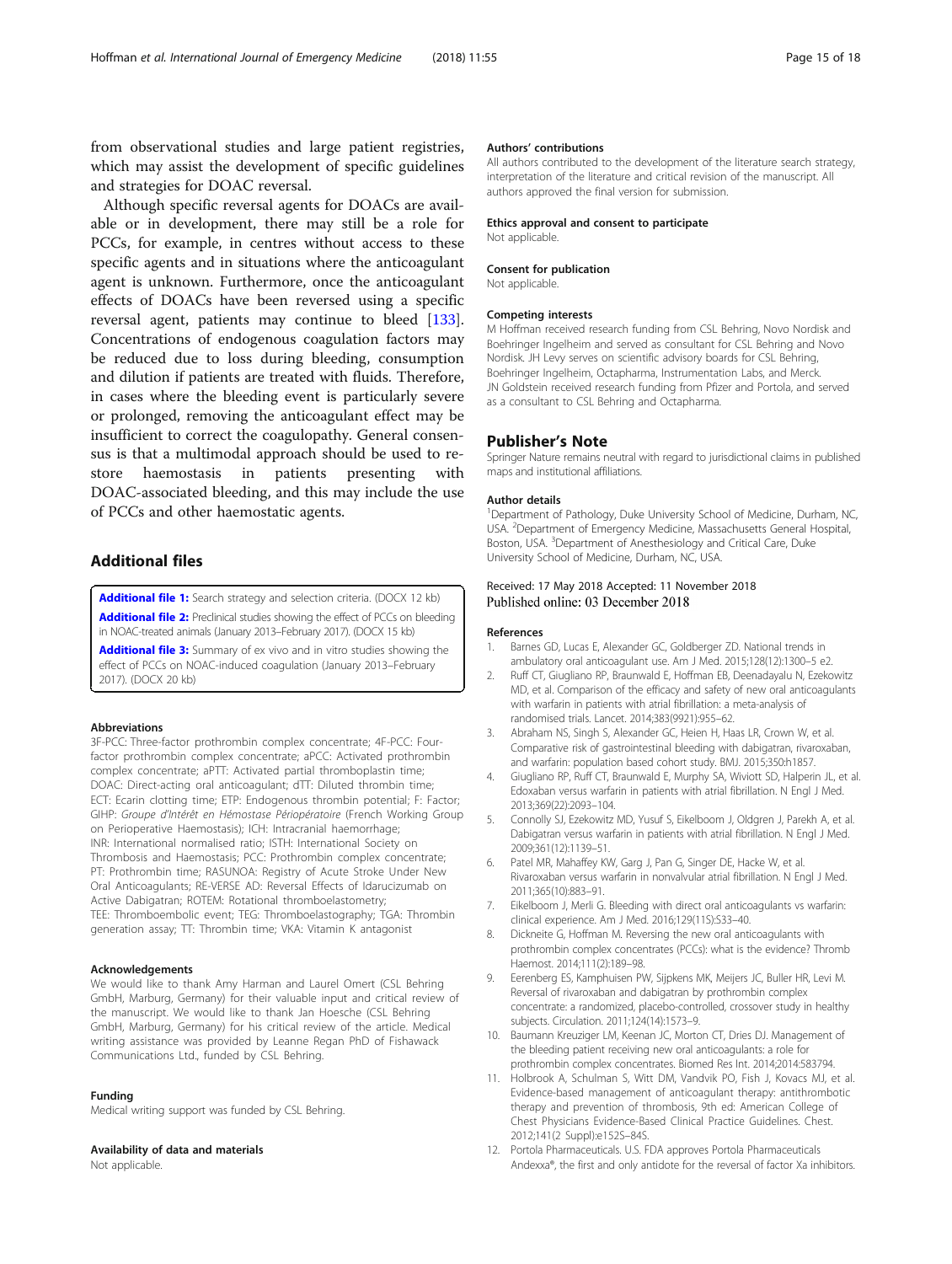from observational studies and large patient registries, which may assist the development of specific guidelines and strategies for DOAC reversal.

Although specific reversal agents for DOACs are available or in development, there may still be a role for PCCs, for example, in centres without access to these specific agents and in situations where the anticoagulant agent is unknown. Furthermore, once the anticoagulant effects of DOACs have been reversed using a specific reversal agent, patients may continue to bleed [133]. Concentrations of endogenous coagulation factors may be reduced due to loss during bleeding, consumption and dilution if patients are treated with fluids. Therefore, in cases where the bleeding event is particularly severe or prolonged, removing the anticoagulant effect may be insufficient to correct the coagulopathy. General consensus is that a multimodal approach should be used to restore haemostasis in patients presenting with DOAC-associated bleeding, and this may include the use of PCCs and other haemostatic agents.

## Additional files

**Additional file 1:** Search strategy and selection criteria. (DOCX 12 kb)

**Additional file 2:** Preclinical studies showing the effect of PCCs on bleeding in NOAC-treated animals (January 2013–February 2017). (DOCX 15 kb)

**Additional file 3:** Summary of ex vivo and in vitro studies showing the effect of PCCs on NOAC-induced coagulation (January 2013–February 2017). (DOCX 20 kb)

#### Abbreviations

3F-PCC: Three-factor prothrombin complex concentrate; 4F-PCC: Four-factor prothrombin complex concentrate; aPCC: Activated prothrombin complex concentrate; aPTT: Activated partial thromboplastin time; DOAC: Direct-acting oral anticoagulant; dTT: Diluted thrombin time; ECT: Ecarin clotting time; ETP: Endogenous thrombin potential; F: Factor; GIHP: *Groupe d'Intérêt en Hémostase Périopératoire* (French Working Group on Perioperative Haemostasis); ICH: Intracranial haemorrhage; INR: International normalised ratio; ISTH: International Society on Thrombosis and Haemostasis; PCC: Prothrombin complex concentrate; PT: Prothrombin time; RASUNOA: Registry of Acute Stroke Under New Oral Anticoagulants; RE-VERSE AD: Reversal Effects of Idarucizumab on Active Dabigatran; ROTEM: Rotational thromboelastometry; TEE: Thromboembolic event; TEG: Thromboelastography; TGA: Thrombin generation assay; TT: Thrombin time; VKA: Vitamin K antagonist

#### Acknowledgements

We would like to thank Amy Harman and Laurel Omert (CSL Behring GmbH, Marburg, Germany) for their valuable input and critical review of the manuscript. We would like to thank Jan Hoesche (CSL Behring GmbH, Marburg, Germany) for his critical review of the article. Medical writing assistance was provided by Leanne Regan PhD of Fishawack Communications Ltd., funded by CSL Behring.

#### Funding

Medical writing support was funded by CSL Behring.

#### Availability of data and materials

Not applicable.

#### Authors' contributions

All authors contributed to the development of the literature search strategy, interpretation of the literature and critical revision of the manuscript. All authors approved the final version for submission.

#### Ethics approval and consent to participate

Not applicable.

#### Consent for publication

Not applicable.

#### Competing interests

M Hoffman received research funding from CSL Behring, Novo Nordisk and Boehringer Ingelheim and served as consultant for CSL Behring and Novo Nordisk. JH Levy serves on scientific advisory boards for CSL Behring, Boehringer Ingelheim, Octapharma, Instrumentation Labs, and Merck. JN Goldstein received research funding from Pfizer and Portola, and served as a consultant to CSL Behring and Octapharma.

## Publisher's Note

Springer Nature remains neutral with regard to jurisdictional claims in published maps and institutional affiliations.

#### Author details

[1]Department of Pathology, Duke University School of Medicine, Durham, NC, USA. [2]Department of Emergency Medicine, Massachusetts General Hospital, Boston, USA. [3]Department of Anesthesiology and Critical Care, Duke University School of Medicine, Durham, NC, USA.

Received: 17 May 2018 Accepted: 11 November 2018
Published online: 03 December 2018

#### References

1. Barnes GD, Lucas E, Alexander GC, Goldberger ZD. National trends in ambulatory oral anticoagulant use. Am J Med. 2015;128(12):1300–5 e2.
2. Ruff CT, Giugliano RP, Braunwald E, Hoffman EB, Deenadayalu N, Ezekowitz MD, et al. Comparison of the efficacy and safety of new oral anticoagulants with warfarin in patients with atrial fibrillation: a meta-analysis of randomised trials. Lancet. 2014;383(9921):955–62.
3. Abraham NS, Singh S, Alexander GC, Heien H, Haas LR, Crown W, et al. Comparative risk of gastrointestinal bleeding with dabigatran, rivaroxaban, and warfarin: population based cohort study. BMJ. 2015;350:h1857.
4. Giugliano RP, Ruff CT, Braunwald E, Murphy SA, Wiviott SD, Halperin JL, et al. Edoxaban versus warfarin in patients with atrial fibrillation. N Engl J Med. 2013;369(22):2093–104.
5. Connolly SJ, Ezekowitz MD, Yusuf S, Eikelboom J, Oldgren J, Parekh A, et al. Dabigatran versus warfarin in patients with atrial fibrillation. N Engl J Med. 2009;361(12):1139–51.
6. Patel MR, Mahaffey KW, Garg J, Pan G, Singer DE, Hacke W, et al. Rivaroxaban versus warfarin in nonvalvular atrial fibrillation. N Engl J Med. 2011;365(10):883–91.
7. Eikelboom J, Merli G. Bleeding with direct oral anticoagulants vs warfarin: clinical experience. Am J Med. 2016;129(11S):S33–40.
8. Dickneite G, Hoffman M. Reversing the new oral anticoagulants with prothrombin complex concentrates (PCCs): what is the evidence? Thromb Haemost. 2014;111(2):189–98.
9. Eerenberg ES, Kamphuisen PW, Sijpkens MK, Meijers JC, Buller HR, Levi M. Reversal of rivaroxaban and dabigatran by prothrombin complex concentrate: a randomized, placebo-controlled, crossover study in healthy subjects. Circulation. 2011;124(14):1573–9.
10. Baumann Kreuziger LM, Keenan JC, Morton CT, Dries DJ. Management of the bleeding patient receiving new oral anticoagulants: a role for prothrombin complex concentrates. Biomed Res Int. 2014;2014:583794.
11. Holbrook A, Schulman S, Witt DM, Vandvik PO, Fish J, Kovacs MJ, et al. Evidence-based management of anticoagulant therapy: antithrombotic therapy and prevention of thrombosis, 9th ed: American College of Chest Physicians Evidence-Based Clinical Practice Guidelines. Chest. 2012;141(2 Suppl):e152S–84S.
12. Portola Pharmaceuticals. U.S. FDA approves Portola Pharmaceuticals Andexxa®, the first and only antidote for the reversal of factor Xa inhibitors.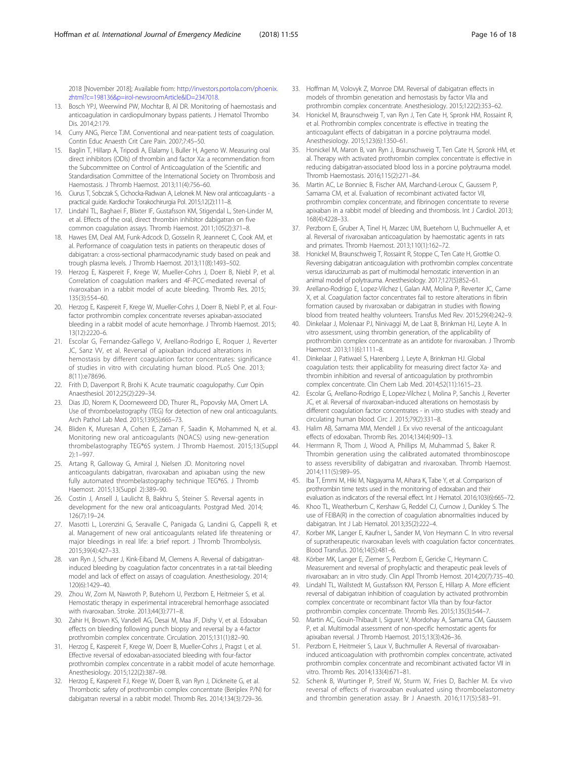2018 [November 2018]; Available from: http://investors.portola.com/phoenix.zhtml?c=198136&p=irol-newsroomArticle&ID=2347018.

13. Bosch YPJ, Weerwind PW, Mochtar B, Al DR. Monitoring of haemostasis and anticoagulation in cardiopulmonary bypass patients. J Hematol Thrombo Dis. 2014;2:179.
14. Curry ANG, Pierce TJM. Conventional and near-patient tests of coagulation. Contin Educ Anaesth Crit Care Pain. 2007;7:45–50.
15. Baglin T, Hillarp A, Tripodi A, Elalamy I, Buller H, Ageno W. Measuring oral direct inhibitors (ODIs) of thrombin and factor Xa: a recommendation from the Subcommittee on Control of Anticoagulation of the Scientific and Standardisation Committee of the International Society on Thrombosis and Haemostasis. J Thromb Haemost. 2013;11(4):756–60.
16. Ciurus T, Sobczak S, Cichocka-Radwan A, Lelonek M. New oral anticoagulants - a practical guide. Kardiochir Torakochirurgia Pol. 2015;12(2):111–8.
17. Lindahl TL, Baghaei F, Blixter IF, Gustafsson KM, Stigendal L, Sten-Linder M, et al. Effects of the oral, direct thrombin inhibitor dabigatran on five common coagulation assays. Thromb Haemost. 2011;105(2):371–8.
18. Hawes EM, Deal AM, Funk-Adcock D, Gosselin R, Jeanneret C, Cook AM, et al. Performance of coagulation tests in patients on therapeutic doses of dabigatran: a cross-sectional pharmacodynamic study based on peak and trough plasma levels. J Thromb Haemost. 2013;11(8):1493–502.
19. Herzog E, Kaspereit F, Krege W, Mueller-Cohrs J, Doerr B, Niebl P, et al. Correlation of coagulation markers and 4F-PCC-mediated reversal of rivaroxaban in a rabbit model of acute bleeding. Thromb Res. 2015; 135(3):554–60.
20. Herzog E, Kaspereit F, Krege W, Mueller-Cohrs J, Doerr B, Niebl P, et al. Four-factor prothrombin complex concentrate reverses apixaban-associated bleeding in a rabbit model of acute hemorrhage. J Thromb Haemost. 2015; 13(12):2220–6.
21. Escolar G, Fernandez-Gallego V, Arellano-Rodrigo E, Roquer J, Reverter JC, Sanz VV, et al. Reversal of apixaban induced alterations in hemostasis by different coagulation factor concentrates: significance of studies in vitro with circulating human blood. PLoS One. 2013; 8(11):e78696.
22. Frith D, Davenport R, Brohi K. Acute traumatic coagulopathy. Curr Opin Anaesthesiol. 2012;25(2):229–34.
23. Dias JD, Norem K, Doorneweerd DD, Thurer RL, Popovsky MA, Omert LA. Use of thromboelastography (TEG) for detection of new oral anticoagulants. Arch Pathol Lab Med. 2015;139(5):665–73.
24. Bliden K, Muresan A, Cohen E, Zaman F, Saadin K, Mohammed N, et al. Monitoring new oral anticoagulants (NOACS) using new-generation thrombelastography TEG®6S system. J Thromb Haemost. 2015;13(Suppl 2):1–997.
25. Artang R, Galloway G, Amiral J, Nielsen JD. Monitoring novel anticoagulants dabigatran, rivaroxaban and apixaban using the new fully automated thrombelastography technique TEG®6S. J Thromb Haemost. 2015;13(Suppl 2):389–90.
26. Costin J, Ansell J, Laulicht B, Bakhru S, Steiner S. Reversal agents in development for the new oral anticoagulants. Postgrad Med. 2014; 126(7):19–24.
27. Masotti L, Lorenzini G, Seravalle C, Panigada G, Landini G, Cappelli R, et al. Management of new oral anticoagulants related life threatening or major bleedings in real life: a brief report. J Thromb Thrombolysis. 2015;39(4):427–33.
28. van Ryn J, Schurer J, Kink-Eiband M, Clemens A. Reversal of dabigatran-induced bleeding by coagulation factor concentrates in a rat-tail bleeding model and lack of effect on assays of coagulation. Anesthesiology. 2014; 120(6):1429–40.
29. Zhou W, Zorn M, Nawroth P, Butehorn U, Perzborn E, Heitmeier S, et al. Hemostatic therapy in experimental intracerebral hemorrhage associated with rivaroxaban. Stroke. 2013;44(3):771–8.
30. Zahir H, Brown KS, Vandell AG, Desai M, Maa JF, Dishy V, et al. Edoxaban effects on bleeding following punch biopsy and reversal by a 4-factor prothrombin complex concentrate. Circulation. 2015;131(1):82–90.
31. Herzog E, Kaspereit F, Krege W, Doerr B, Mueller-Cohrs J, Pragst I, et al. Effective reversal of edoxaban-associated bleeding with four-factor prothrombin complex concentrate in a rabbit model of acute hemorrhage. Anesthesiology. 2015;122(2):387–98.
32. Herzog E, Kaspereit FJ, Krege W, Doerr B, van Ryn J, Dickneite G, et al. Thrombotic safety of prothrombin complex concentrate (Beriplex P/N) for dabigatran reversal in a rabbit model. Thromb Res. 2014;134(3):729–36.
33. Hoffman M, Volovyk Z, Monroe DM. Reversal of dabigatran effects in models of thrombin generation and hemostasis by factor VIIa and prothrombin complex concentrate. Anesthesiology. 2015;122(2):353–62.
34. Honickel M, Braunschweig T, van Ryn J, Ten Cate H, Spronk HM, Rossaint R, et al. Prothrombin complex concentrate is effective in treating the anticoagulant effects of dabigatran in a porcine polytrauma model. Anesthesiology. 2015;123(6):1350–61.
35. Honickel M, Maron B, van Ryn J, Braunschweig T, Ten Cate H, Spronk HM, et al. Therapy with activated prothrombin complex concentrate is effective in reducing dabigatran-associated blood loss in a porcine polytrauma model. Thromb Haemostasis. 2016;115(2):271–84.
36. Martin AC, Le Bonniec B, Fischer AM, Marchand-Leroux C, Gaussem P, Samama CM, et al. Evaluation of recombinant activated factor VII, prothrombin complex concentrate, and fibrinogen concentrate to reverse apixaban in a rabbit model of bleeding and thrombosis. Int J Cardiol. 2013; 168(4):4228–33.
37. Perzborn E, Gruber A, Tinel H, Marzec UM, Buetehorn U, Buchmueller A, et al. Reversal of rivaroxaban anticoagulation by haemostatic agents in rats and primates. Thromb Haemost. 2013;110(1):162–72.
38. Honickel M, Braunschweig T, Rossaint R, Stoppe C, Ten Cate H, Grottke O. Reversing dabigatran anticoagulation with prothrombin complex concentrate versus idarucizumab as part of multimodal hemostatic intervention in an animal model of polytrauma. Anesthesiology. 2017;127(5):852–61.
39. Arellano-Rodrigo E, Lopez-Vilchez I, Galan AM, Molina P, Reverter JC, Carne X, et al. Coagulation factor concentrates fail to restore alterations in fibrin formation caused by rivaroxaban or dabigatran in studies with flowing blood from treated healthy volunteers. Transfus Med Rev. 2015;29(4):242–9.
40. Dinkelaar J, Molenaar PJ, Ninivaggi M, de Laat B, Brinkman HJ, Leyte A. In vitro assessment, using thrombin generation, of the applicability of prothrombin complex concentrate as an antidote for rivaroxaban. J Thromb Haemost. 2013;11(6):1111–8.
41. Dinkelaar J, Patiwael S, Harenberg J, Leyte A, Brinkman HJ. Global coagulation tests: their applicability for measuring direct factor Xa- and thrombin inhibition and reversal of anticoagulation by prothrombin complex concentrate. Clin Chem Lab Med. 2014;52(11):1615–23.
42. Escolar G, Arellano-Rodrigo E, Lopez-Vilchez I, Molina P, Sanchis J, Reverter JC, et al. Reversal of rivaroxaban-induced alterations on hemostasis by different coagulation factor concentrates - in vitro studies with steady and circulating human blood. Circ J. 2015;79(2):331–8.
43. Halim AB, Samama MM, Mendell J. Ex vivo reversal of the anticoagulant effects of edoxaban. Thromb Res. 2014;134(4):909–13.
44. Herrmann R, Thom J, Wood A, Phillips M, Muhammad S, Baker R. Thrombin generation using the calibrated automated thrombinoscope to assess reversibility of dabigatran and rivaroxaban. Thromb Haemost. 2014;111(5):989–95.
45. Iba T, Emmi M, Hiki M, Nagayama M, Aihara K, Tabe Y, et al. Comparison of prothrombin time tests used in the monitoring of edoxaban and their evaluation as indicators of the reversal effect. Int J Hematol. 2016;103(6):665–72.
46. Khoo TL, Weatherburn C, Kershaw G, Reddel CJ, Curnow J, Dunkley S. The use of FEIBA(R) in the correction of coagulation abnormalities induced by dabigatran. Int J Lab Hematol. 2013;35(2):222–4.
47. Korber MK, Langer E, Kaufner L, Sander M, Von Heymann C. In vitro reversal of supratherapeutic rivaroxaban levels with coagulation factor concentrates. Blood Transfus. 2016;14(5):481–6.
48. Körber MK, Langer E, Ziemer S, Perzborn E, Gericke C, Heymann C. Measurement and reversal of prophylactic and therapeutic peak levels of rivaroxaban: an in vitro study. Clin Appl Thromb Hemost. 2014;20(7):735–40.
49. Lindahl TL, Wallstedt M, Gustafsson KM, Persson E, Hillarp A. More efficient reversal of dabigatran inhibition of coagulation by activated prothrombin complex concentrate or recombinant factor VIIa than by four-factor prothrombin complex concentrate. Thromb Res. 2015;135(3):544–7.
50. Martin AC, Gouin-Thibault I, Siguret V, Mordohay A, Samama CM, Gaussem P, et al. Multimodal assessment of non-specific hemostatic agents for apixaban reversal. J Thromb Haemost. 2015;13(3):426–36.
51. Perzborn E, Heitmeier S, Laux V, Buchmuller A. Reversal of rivaroxaban-induced anticoagulation with prothrombin complex concentrate, activated prothrombin complex concentrate and recombinant activated factor VII in vitro. Thromb Res. 2014;133(4):671–81.
52. Schenk B, Wurtinger P, Streif W, Sturm W, Fries D, Bachler M. Ex vivo reversal of effects of rivaroxaban evaluated using thromboelastometry and thrombin generation assay. Br J Anaesth. 2016;117(5):583–91.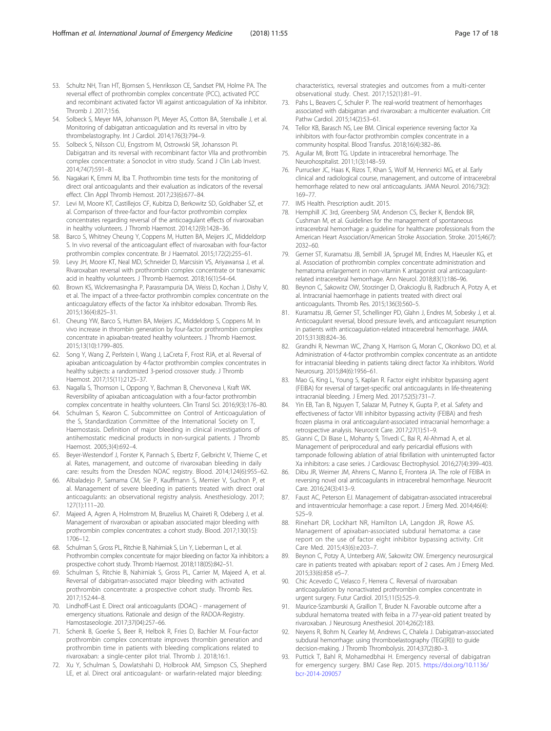53. Schultz NH, Tran HT, Bjornsen S, Henriksson CE, Sandset PM, Holme PA. The reversal effect of prothrombin complex concentrate (PCC), activated PCC and recombinant activated factor VII against anticoagulation of Xa inhibitor. Thromb J. 2017;15:6.
54. Solbeck S, Meyer MA, Johansson PI, Meyer AS, Cotton BA, Stensballe J, et al. Monitoring of dabigatran anticoagulation and its reversal in vitro by thrombelastography. Int J Cardiol. 2014;176(3):794–9.
55. Solbeck S, Nilsson CU, Engstrom M, Ostrowski SR, Johansson PI. Dabigatran and its reversal with recombinant factor VIIa and prothrombin complex concentrate: a Sonoclot in vitro study. Scand J Clin Lab Invest. 2014;74(7):591–8.
56. Nagakari K, Emmi M, Iba T. Prothrombin time tests for the monitoring of direct oral anticoagulants and their evaluation as indicators of the reversal effect. Clin Appl Thromb Hemost. 2017;23(6):677–84.
57. Levi M, Moore KT, Castillejos CF, Kubitza D, Berkowitz SD, Goldhaber SZ, et al. Comparison of three-factor and four-factor prothrombin complex concentrates regarding reversal of the anticoagulant effects of rivaroxaban in healthy volunteers. J Thromb Haemost. 2014;12(9):1428–36.
58. Barco S, Whitney Cheung Y, Coppens M, Hutten BA, Meijers JC, Middeldorp S. In vivo reversal of the anticoagulant effect of rivaroxaban with four-factor prothrombin complex concentrate. Br J Haematol. 2015;172(2):255–61.
59. Levy JH, Moore KT, Neal MD, Schneider D, Marcsisin VS, Ariyawansa J, et al. Rivaroxaban reversal with prothrombin complex concentrate or tranexamic acid in healthy volunteers. J Thromb Haemost. 2018;16(1):54–64.
60. Brown KS, Wickremasingha P, Parasrampuria DA, Weiss D, Kochan J, Dishy V, et al. The impact of a three-factor prothrombin complex concentrate on the anticoagulatory effects of the factor Xa inhibitor edoxaban. Thromb Res. 2015;136(4):825–31.
61. Cheung YW, Barco S, Hutten BA, Meijers JC, Middeldorp S, Coppens M. In vivo increase in thrombin generation by four-factor prothrombin complex concentrate in apixaban-treated healthy volunteers. J Thromb Haemost. 2015;13(10):1799–805.
62. Song Y, Wang Z, Perlstein I, Wang J, LaCreta F, Frost RJA, et al. Reversal of apixaban anticoagulation by 4-factor prothrombin complex concentrates in healthy subjects: a randomized 3-period crossover study. J Thromb Haemost. 2017;15(11):2125–37.
63. Nagalla S, Thomson L, Oppong Y, Bachman B, Chervoneva I, Kraft WK. Reversibility of apixaban anticoagulation with a four-factor prothrombin complex concentrate in healthy volunteers. Clin Transl Sci. 2016;9(3):176–80.
64. Schulman S, Kearon C. Subcommittee on Control of Anticoagulation of the S, Standardization Committee of the International Society on T, Haemostasis. Definition of major bleeding in clinical investigations of antihemostatic medicinal products in non-surgical patients. J Thromb Haemost. 2005;3(4):692–4.
65. Beyer-Westendorf J, Forster K, Pannach S, Ebertz F, Gelbricht V, Thieme C, et al. Rates, management, and outcome of rivaroxaban bleeding in daily care: results from the Dresden NOAC registry. Blood. 2014;124(6):955–62.
66. Albaladejo P, Samama CM, Sie P, Kauffmann S, Memier V, Suchon P, et al. Management of severe bleeding in patients treated with direct oral anticoagulants: an observational registry analysis. Anesthesiology. 2017; 127(1):111–20.
67. Majeed A, Agren A, Holmstrom M, Bruzelius M, Chaireti R, Odeberg J, et al. Management of rivaroxaban or apixaban associated major bleeding with prothrombin complex concentrates: a cohort study. Blood. 2017;130(15): 1706–12.
68. Schulman S, Gross PL, Ritchie B, Nahirniak S, Lin Y, Lieberman L, et al. Prothrombin complex concentrate for major bleeding on factor Xa inhibitors: a prospective cohort study. Thromb Haemost. 2018;118(05):842–51.
69. Schulman S, Ritchie B, Nahirniak S, Gross PL, Carrier M, Majeed A, et al. Reversal of dabigatran-associated major bleeding with activated prothrombin concentrate: a prospective cohort study. Thromb Res. 2017;152:44–8.
70. Lindhoff-Last E. Direct oral anticoagulants (DOAC) - management of emergency situations. Rationale and design of the RADOA-Registry. Hamostaseologie. 2017;37(04):257–66.
71. Schenk B, Goerke S, Beer R, Helbok R, Fries D, Bachler M. Four-factor prothrombin complex concentrate improves thrombin generation and prothrombin time in patients with bleeding complications related to rivaroxaban: a single-center pilot trial. Thromb J. 2018;16:1.
72. Xu Y, Schulman S, Dowlatshahi D, Holbrook AM, Simpson CS, Shepherd LE, et al. Direct oral anticoagulant- or warfarin-related major bleeding: characteristics, reversal strategies and outcomes from a multi-center observational study. Chest. 2017;152(1):81–91.
73. Pahs L, Beavers C, Schuler P. The real-world treatment of hemorrhages associated with dabigatran and rivaroxaban: a multicenter evaluation. Crit Pathw Cardiol. 2015;14(2):53–61.
74. Tellor KB, Barasch NS, Lee BM. Clinical experience reversing factor Xa inhibitors with four-factor prothrombin complex concentrate in a community hospital. Blood Transfus. 2018;16(4):382–86.
75. Aguilar MI, Brott TG. Update in intracerebral hemorrhage. The Neurohospitalist. 2011;1(3):148–59.
76. Purrucker JC, Haas K, Rizos T, Khan S, Wolf M, Hennerici MG, et al. Early clinical and radiological course, management, and outcome of intracerebral hemorrhage related to new oral anticoagulants. JAMA Neurol. 2016;73(2): 169–77.
77. IMS Health. Prescription audit. 2015.
78. Hemphill JC 3rd, Greenberg SM, Anderson CS, Becker K, Bendok BR, Cushman M, et al. Guidelines for the management of spontaneous intracerebral hemorrhage: a guideline for healthcare professionals from the American Heart Association/American Stroke Association. Stroke. 2015;46(7): 2032–60.
79. Gerner ST, Kuramatsu JB, Sembill JA, Sprugel MI, Endres M, Haeusler KG, et al. Association of prothrombin complex concentrate administration and hematoma enlargement in non-vitamin K antagonist oral anticoagulant-related intracerebral hemorrhage. Ann Neurol. 2018;83(1):186–96.
80. Beynon C, Sakowitz OW, Storzinger D, Orakcioglu B, Radbruch A, Potzy A, et al. Intracranial haemorrhage in patients treated with direct oral anticoagulants. Thromb Res. 2015;136(3):560–5.
81. Kuramatsu JB, Gerner ST, Schellinger PD, Glahn J, Endres M, Sobesky J, et al. Anticoagulant reversal, blood pressure levels, and anticoagulant resumption in patients with anticoagulation-related intracerebral hemorrhage. JAMA. 2015;313(8):824–36.
82. Grandhi R, Newman WC, Zhang X, Harrison G, Moran C, Okonkwo DO, et al. Administration of 4-factor prothrombin complex concentrate as an antidote for intracranial bleeding in patients taking direct factor Xa inhibitors. World Neurosurg. 2015;84(6):1956–61.
83. Mao G, King L, Young S, Kaplan R. Factor eight inhibitor bypassing agent (FEIBA) for reversal of target-specific oral anticoagulants in life-threatening intracranial bleeding. J Emerg Med. 2017;52(5):731–7.
84. Yin EB, Tan B, Nguyen T, Salazar M, Putney K, Gupta P, et al. Safety and effectiveness of factor VIII inhibitor bypassing activity (FEIBA) and fresh frozen plasma in oral anticoagulant-associated intracranial hemorrhage: a retrospective analysis. Neurocrit Care. 2017;27(1):51–9.
85. Gianni C, Di Biase L, Mohanty S, Trivedi C, Bai R, Al-Ahmad A, et al. Management of periprocedural and early pericardial effusions with tamponade following ablation of atrial fibrillation with uninterrupted factor Xa inhibitors: a case series. J Cardiovasc Electrophysiol. 2016;27(4):399–403.
86. Dibu JR, Weimer JM, Ahrens C, Manno E, Frontera JA. The role of FEIBA in reversing novel oral anticoagulants in intracerebral hemorrhage. Neurocrit Care. 2016;24(3):413–9.
87. Faust AC, Peterson EJ. Management of dabigatran-associated intracerebral and intraventricular hemorrhage: a case report. J Emerg Med. 2014;46(4): 525–9.
88. Rinehart DR, Lockhart NR, Hamilton LA, Langdon JR, Rowe AS. Management of apixaban-associated subdural hematoma: a case report on the use of factor eight inhibitor bypassing activity. Crit Care Med. 2015;43(6):e203–7.
89. Beynon C, Potzy A, Unterberg AW, Sakowitz OW. Emergency neurosurgical care in patients treated with apixaban: report of 2 cases. Am J Emerg Med. 2015;33(6):858 e5–7.
90. Chic Acevedo C, Velasco F, Herrera C. Reversal of rivaroxaban anticoagulation by nonactivated prothrombin complex concentrate in urgent surgery. Futur Cardiol. 2015;11(5):525–9.
91. Maurice-Szamburski A, Graillon T, Bruder N. Favorable outcome after a subdural hematoma treated with feiba in a 77-year-old patient treated by rivaroxaban. J Neurosurg Anesthesiol. 2014;26(2):183.
92. Neyens R, Bohm N, Cearley M, Andrews C, Chalela J. Dabigatran-associated subdural hemorrhage: using thromboelastography (TEG((R))) to guide decision-making. J Thromb Thrombolysis. 2014;37(2):80–3.
93. Puttick T, Bahl R, Mohamedbhai H. Emergency reversal of dabigatran for emergency surgery. BMJ Case Rep. 2015. https://doi.org/10.1136/bcr-2014-209057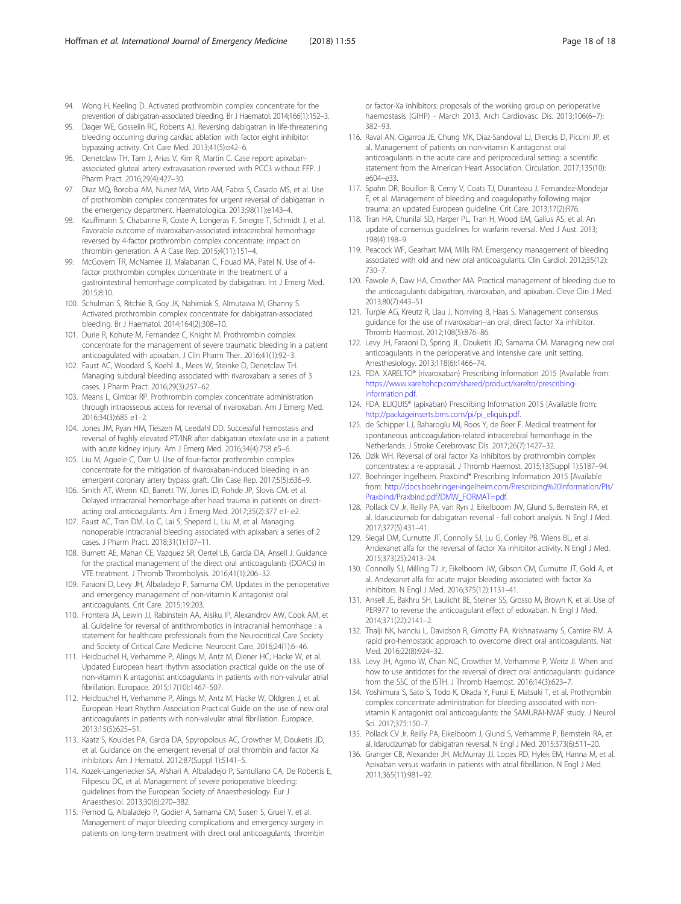94. Wong H, Keeling D. Activated prothrombin complex concentrate for the prevention of dabigatran-associated bleeding. Br J Haematol. 2014;166(1):152–3.
95. Dager WE, Gosselin RC, Roberts AJ. Reversing dabigatran in life-threatening bleeding occurring during cardiac ablation with factor eight inhibitor bypassing activity. Crit Care Med. 2013;41(5):e42–6.
96. Denetclaw TH, Tam J, Arias V, Kim R, Martin C. Case report: apixaban-associated gluteal artery extravasation reversed with PCC3 without FFP. J Pharm Pract. 2016;29(4):427–30.
97. Diaz MQ, Borobia AM, Nunez MA, Virto AM, Fabra S, Casado MS, et al. Use of prothrombin complex concentrates for urgent reversal of dabigatran in the emergency department. Haematologica. 2013;98(11):e143–4.
98. Kauffmann S, Chabanne R, Coste A, Longeras F, Sinegre T, Schmidt J, et al. Favorable outcome of rivaroxaban-associated intracerebral hemorrhage reversed by 4-factor prothrombin complex concentrate: impact on thrombin generation. A A Case Rep. 2015;4(11):151–4.
99. McGovern TR, McNamee JJ, Malabanan C, Fouad MA, Patel N. Use of 4-factor prothrombin complex concentrate in the treatment of a gastrointestinal hemorrhage complicated by dabigatran. Int J Emerg Med. 2015;8:10.
100. Schulman S, Ritchie B, Goy JK, Nahirniak S, Almutawa M, Ghanny S. Activated prothrombin complex concentrate for dabigatran-associated bleeding. Br J Haematol. 2014;164(2):308–10.
101. Durie R, Kohute M, Fernandez C, Knight M. Prothrombin complex concentrate for the management of severe traumatic bleeding in a patient anticoagulated with apixaban. J Clin Pharm Ther. 2016;41(1):92–3.
102. Faust AC, Woodard S, Koehl JL, Mees W, Steinke D, Denetclaw TH. Managing subdural bleeding associated with rivaroxaban: a series of 3 cases. J Pharm Pract. 2016;29(3):257–62.
103. Means L, Gimbar RP. Prothrombin complex concentrate administration through intraosseous access for reversal of rivaroxaban. Am J Emerg Med. 2016;34(3):685 e1–2.
104. Jones JM, Ryan HM, Tieszen M, Leedahl DD. Successful hemostasis and reversal of highly elevated PT/INR after dabigatran etexilate use in a patient with acute kidney injury. Am J Emerg Med. 2016;34(4):758 e5–6.
105. Liu M, Aguele C, Darr U. Use of four-factor prothrombin complex concentrate for the mitigation of rivaroxaban-induced bleeding in an emergent coronary artery bypass graft. Clin Case Rep. 2017;5(5):636–9.
106. Smith AT, Wrenn KD, Barrett TW, Jones ID, Rohde JP, Slovis CM, et al. Delayed intracranial hemorrhage after head trauma in patients on direct-acting oral anticoagulants. Am J Emerg Med. 2017;35(2):377 e1-.e2.
107. Faust AC, Tran DM, Lo C, Lai S, Sheperd L, Liu M, et al. Managing nonoperable intracranial bleeding associated with apixaban: a series of 2 cases. J Pharm Pract. 2018;31(1):107–11.
108. Burnett AE, Mahan CE, Vazquez SR, Oertel LB, Garcia DA, Ansell J. Guidance for the practical management of the direct oral anticoagulants (DOACs) in VTE treatment. J Thromb Thrombolysis. 2016;41(1):206–32.
109. Faraoni D, Levy JH, Albaladejo P, Samama CM. Updates in the perioperative and emergency management of non-vitamin K antagonist oral anticoagulants. Crit Care. 2015;19:203.
110. Frontera JA, Lewin JJ, Rabinstein AA, Aisiku IP, Alexandrov AW, Cook AM, et al. Guideline for reversal of antithrombotics in intracranial hemorrhage : a statement for healthcare professionals from the Neurocritical Care Society and Society of Critical Care Medicine. Neurocrit Care. 2016;24(1):6–46.
111. Heidbuchel H, Verhamme P, Alings M, Antz M, Diener HC, Hacke W, et al. Updated European heart rhythm association practical guide on the use of non-vitamin K antagonist anticoagulants in patients with non-valvular atrial fibrillation. Europace. 2015;17(10):1467–507.
112. Heidbuchel H, Verhamme P, Alings M, Antz M, Hacke W, Oldgren J, et al. European Heart Rhythm Association Practical Guide on the use of new oral anticoagulants in patients with non-valvular atrial fibrillation. Europace. 2013;15(5):625–51.
113. Kaatz S, Kouides PA, Garcia DA, Spyropolous AC, Crowther M, Douketis JD, et al. Guidance on the emergent reversal of oral thrombin and factor Xa inhibitors. Am J Hematol. 2012;87(Suppl 1):S141–5.
114. Kozek-Langenecker SA, Afshari A, Albaladejo P, Santullano CA, De Robertis E, Filipescu DC, et al. Management of severe perioperative bleeding: guidelines from the European Society of Anaesthesiology. Eur J Anaesthesiol. 2013;30(6):270–382.
115. Pernod G, Albaladejo P, Godier A, Samama CM, Susen S, Gruel Y, et al. Management of major bleeding complications and emergency surgery in patients on long-term treatment with direct oral anticoagulants, thrombin or factor-Xa inhibitors: proposals of the working group on perioperative haemostasis (GIHP) - March 2013. Arch Cardiovasc Dis. 2013;106(6–7):382–93.
116. Raval AN, Cigarroa JE, Chung MK, Diaz-Sandoval LJ, Diercks D, Piccini JP, et al. Management of patients on non-vitamin K antagonist oral anticoagulants in the acute care and periprocedural setting: a scientific statement from the American Heart Association. Circulation. 2017;135(10):e604–e33.
117. Spahn DR, Bouillon B, Cerny V, Coats TJ, Duranteau J, Fernandez-Mondejar E, et al. Management of bleeding and coagulopathy following major trauma: an updated European guideline. Crit Care. 2013;17(2):R76.
118. Tran HA, Chunilal SD, Harper PL, Tran H, Wood EM, Gallus AS, et al. An update of consensus guidelines for warfarin reversal. Med J Aust. 2013;198(4):198–9.
119. Peacock WF, Gearhart MM, Mills RM. Emergency management of bleeding associated with old and new oral anticoagulants. Clin Cardiol. 2012;35(12):730–7.
120. Fawole A, Daw HA, Crowther MA. Practical management of bleeding due to the anticoagulants dabigatran, rivaroxaban, and apixaban. Cleve Clin J Med. 2013;80(7):443–51.
121. Turpie AG, Kreutz R, Llau J, Norrving B, Haas S. Management consensus guidance for the use of rivaroxaban--an oral, direct factor Xa inhibitor. Thromb Haemost. 2012;108(5):876–86.
122. Levy JH, Faraoni D, Spring JL, Douketis JD, Samama CM. Managing new oral anticoagulants in the perioperative and intensive care unit setting. Anesthesiology. 2013;118(6):1466–74.
123. FDA. XARELTO® (rivaroxaban) Prescribing Information 2015 [Available from: https://www.xareltohcp.com/shared/product/xarelto/prescribing-information.pdf.
124. FDA. ELIQUIS® (apixaban) Prescribing Information 2015 [Available from: http://packageinserts.bms.com/pi/pi_eliquis.pdf.
125. de Schipper LJ, Baharoglu MI, Roos Y, de Beer F. Medical treatment for spontaneous anticoagulation-related intracerebral hemorrhage in the Netherlands. J Stroke Cerebrovasc Dis. 2017;26(7):1427–32.
126. Dzik WH. Reversal of oral factor Xa inhibitors by prothrombin complex concentrates: a re-appraisal. J Thromb Haemost. 2015;13(Suppl 1):S187–94.
127. Boehringer Ingelheim. Praxbind® Prescribing Information 2015 [Available from: http://docs.boehringer-ingelheim.com/Prescribing%20Information/PIs/Praxbind/Praxbind.pdf?DMW_FORMAT=pdf.
128. Pollack CV Jr, Reilly PA, van Ryn J, Eikelboom JW, Glund S, Bernstein RA, et al. Idarucizumab for dabigatran reversal - full cohort analysis. N Engl J Med. 2017;377(5):431–41.
129. Siegal DM, Curnutte JT, Connolly SJ, Lu G, Conley PB, Wiens BL, et al. Andexanet alfa for the reversal of factor Xa inhibitor activity. N Engl J Med. 2015;373(25):2413–24.
130. Connolly SJ, Milling TJ Jr, Eikelboom JW, Gibson CM, Curnutte JT, Gold A, et al. Andexanet alfa for acute major bleeding associated with factor Xa inhibitors. N Engl J Med. 2016;375(12):1131–41.
131. Ansell JE, Bakhru SH, Laulicht BE, Steiner SS, Grosso M, Brown K, et al. Use of PER977 to reverse the anticoagulant effect of edoxaban. N Engl J Med. 2014;371(22):2141–2.
132. Thalji NK, Ivanciu L, Davidson R, Gimotty PA, Krishnaswamy S, Camire RM. A rapid pro-hemostatic approach to overcome direct oral anticoagulants. Nat Med. 2016;22(8):924–32.
133. Levy JH, Ageno W, Chan NC, Crowther M, Verhamme P, Weitz JI. When and how to use antidotes for the reversal of direct oral anticoagulants: guidance from the SSC of the ISTH. J Thromb Haemost. 2016;14(3):623–7.
134. Yoshimura S, Sato S, Todo K, Okada Y, Furui E, Matsuki T, et al. Prothrombin complex concentrate administration for bleeding associated with non-vitamin K antagonist oral anticoagulants: the SAMURAI-NVAF study. J Neurol Sci. 2017;375:150–7.
135. Pollack CV Jr, Reilly PA, Eikelboom J, Glund S, Verhamme P, Bernstein RA, et al. Idarucizumab for dabigatran reversal. N Engl J Med. 2015;373(6):511–20.
136. Granger CB, Alexander JH, McMurray JJ, Lopes RD, Hylek EM, Hanna M, et al. Apixaban versus warfarin in patients with atrial fibrillation. N Engl J Med. 2011;365(11):981–92.